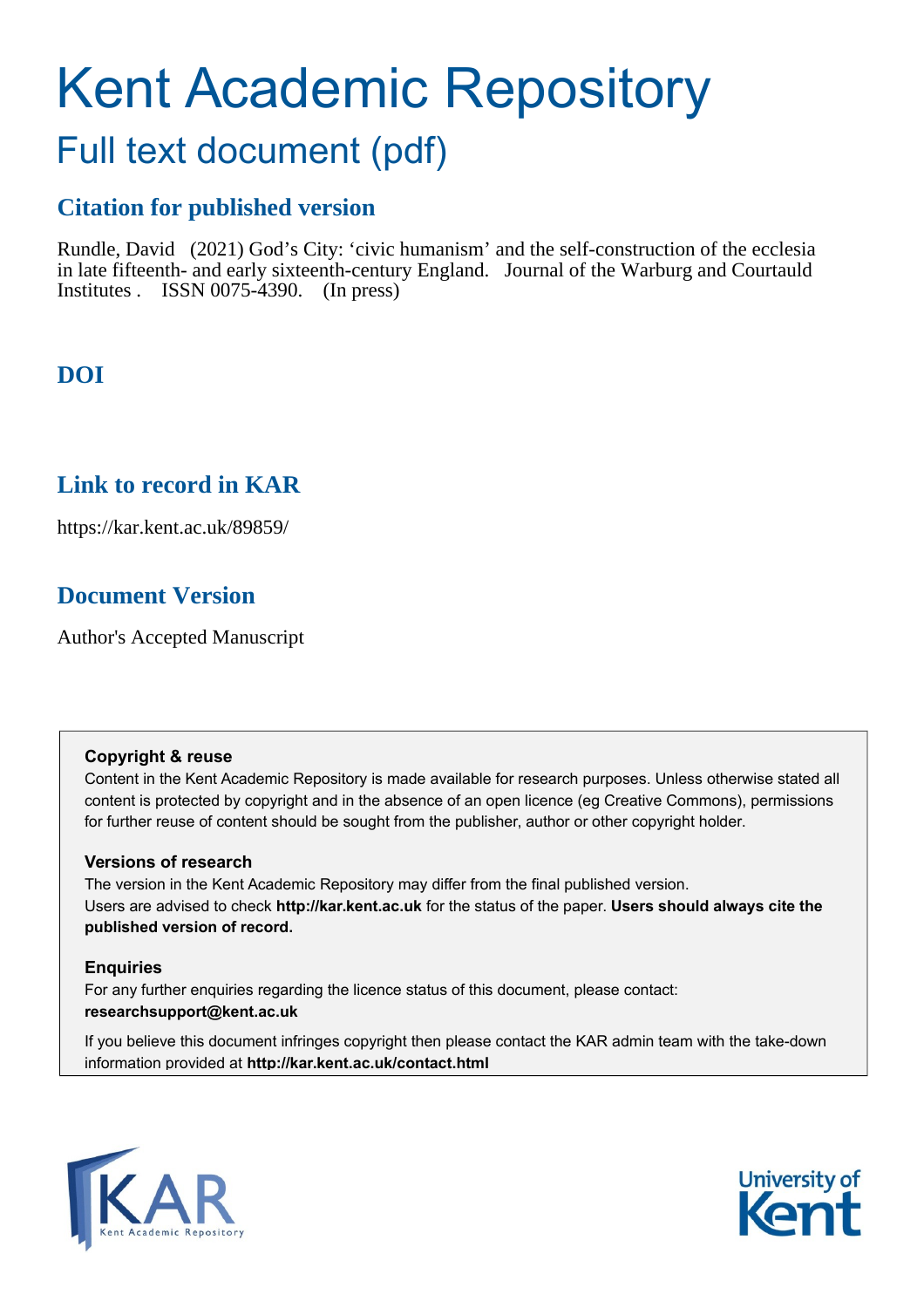# Kent Academic Repository

## Full text document (pdf)

### Citation for published version

Rundle, David (2021) God's City: 'civic humanism' and the self-construction of the ecclesia in late fifteenth- and early sixteenth-century England. Journal of the Warburg and Courtauld Institutes . ISSN 0075-4390. (In press)

### DOI

### Link to record in KAR

https://kar.kent.ac.uk/89859/

### Document Version

Author's Accepted Manuscript

**Copyright & reuse**

Content in the Kent Academic Repository is made available for research purposes. Unless otherwise stated all content is protected by copyright and in the absence of an open licence (eg Creative Commons), permissions for further reuse of content should be sought from the publisher, author or other copyright holder.

**Versions of research**

The version in the Kent Academic Repository may differ from the final published version. Users are advised to check **http://kar.kent.ac.uk** for the status of the paper. **Users should always cite the published version of record.**

**Enquiries**

For any further enquiries regarding the licence status of this document, please contact: **researchsupport@kent.ac.uk**

If you believe this document infringes copyright then please contact the KAR admin team with the take-down information provided at **http://kar.kent.ac.uk/contact.html**

KAR Kent Academic Repository

University of Kent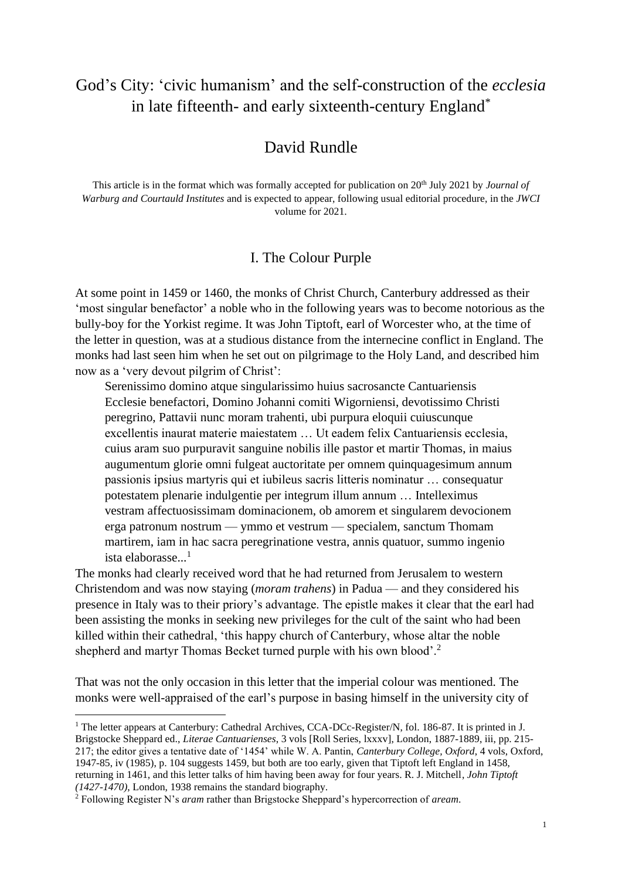# God's City: 'civic humanism' and the self-construction of the *ecclesia* in late fifteenth- and early sixteenth-century England*

## David Rundle

This article is in the format which was formally accepted for publication on 20th July 2021 by *Journal of Warburg and Courtauld Institutes* and is expected to appear, following usual editorial procedure, in the *JWCI* volume for 2021.

## I. The Colour Purple

At some point in 1459 or 1460, the monks of Christ Church, Canterbury addressed as their 'most singular benefactor' a noble who in the following years was to become notorious as the bully-boy for the Yorkist regime. It was John Tiptoft, earl of Worcester who, at the time of the letter in question, was at a studious distance from the internecine conflict in England. The monks had last seen him when he set out on pilgrimage to the Holy Land, and described him now as a 'very devout pilgrim of Christ':

> Serenissimo domino atque singularissimo huius sacrosancte Cantuariensis Ecclesie benefactori, Domino Johanni comiti Wigorniensi, devotissimo Christi peregrino, Pattavii nunc moram trahenti, ubi purpura eloquii cuiuscunque excellentis inaurat materie maiestatem … Ut eadem felix Cantuariensis ecclesia, cuius aram suo purpuravit sanguine nobilis ille pastor et martir Thomas, in maius augumentum glorie omni fulgeat auctoritate per omnem quinquagesimum annum passionis ipsius martyris qui et iubileus sacris litteris nominatur … consequatur potestatem plenarie indulgentie per integrum illum annum … Intelleximus vestram affectuosissimam dominacionem, ob amorem et singularem devocionem erga patronum nostrum — ymmo et vestrum — specialem, sanctum Thomam martirem, iam in hac sacra peregrinatione vestra, annis quatuor, summo ingenio ista elaborasse...[1]

The monks had clearly received word that he had returned from Jerusalem to western Christendom and was now staying (*moram trahens*) in Padua — and they considered his presence in Italy was to their priory's advantage. The epistle makes it clear that the earl had been assisting the monks in seeking new privileges for the cult of the saint who had been killed within their cathedral, 'this happy church of Canterbury, whose altar the noble shepherd and martyr Thomas Becket turned purple with his own blood'.[2]

That was not the only occasion in this letter that the imperial colour was mentioned. The monks were well-appraised of the earl's purpose in basing himself in the university city of

---

[1] The letter appears at Canterbury: Cathedral Archives, CCA-DCc-Register/N, fol. 186-87. It is printed in J. Brigstocke Sheppard ed., *Literae Cantuarienses*, 3 vols [Roll Series, lxxxv], London, 1887-1889, iii, pp. 215-217; the editor gives a tentative date of '1454' while W. A. Pantin, *Canterbury College, Oxford*, 4 vols, Oxford, 1947-85, iv (1985), p. 104 suggests 1459, but both are too early, given that Tiptoft left England in 1458, returning in 1461, and this letter talks of him having been away for four years. R. J. Mitchell, *John Tiptoft (1427-1470)*, London, 1938 remains the standard biography.

[2] Following Register N's *aram* rather than Brigstocke Sheppard's hypercorrection of *aream*.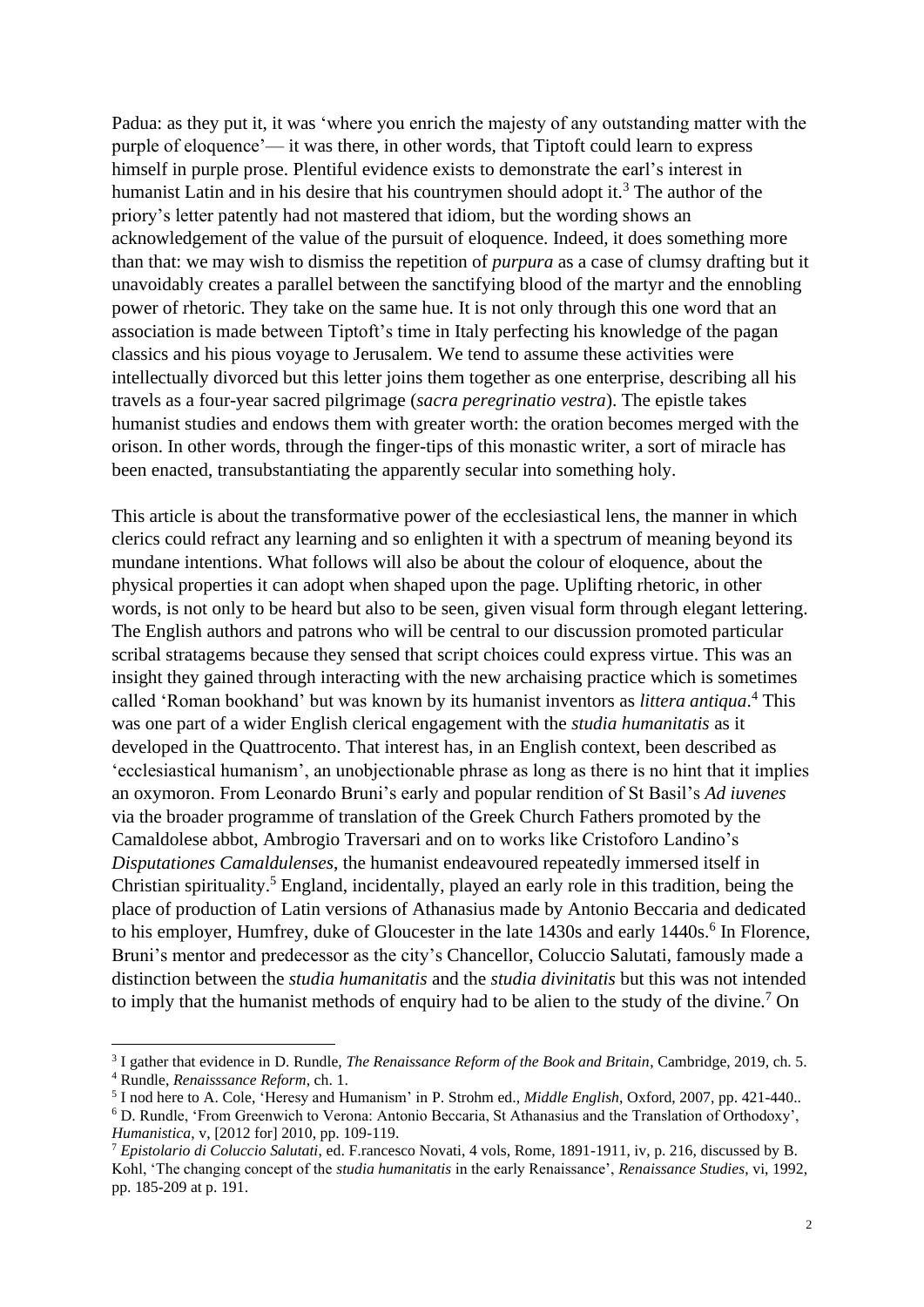Padua: as they put it, it was 'where you enrich the majesty of any outstanding matter with the purple of eloquence'— it was there, in other words, that Tiptoft could learn to express himself in purple prose. Plentiful evidence exists to demonstrate the earl's interest in humanist Latin and in his desire that his countrymen should adopt it.[3] The author of the priory's letter patently had not mastered that idiom, but the wording shows an acknowledgement of the value of the pursuit of eloquence. Indeed, it does something more than that: we may wish to dismiss the repetition of *purpura* as a case of clumsy drafting but it unavoidably creates a parallel between the sanctifying blood of the martyr and the ennobling power of rhetoric. They take on the same hue. It is not only through this one word that an association is made between Tiptoft's time in Italy perfecting his knowledge of the pagan classics and his pious voyage to Jerusalem. We tend to assume these activities were intellectually divorced but this letter joins them together as one enterprise, describing all his travels as a four-year sacred pilgrimage (*sacra peregrinatio vestra*). The epistle takes humanist studies and endows them with greater worth: the oration becomes merged with the orison. In other words, through the finger-tips of this monastic writer, a sort of miracle has been enacted, transubstantiating the apparently secular into something holy.

This article is about the transformative power of the ecclesiastical lens, the manner in which clerics could refract any learning and so enlighten it with a spectrum of meaning beyond its mundane intentions. What follows will also be about the colour of eloquence, about the physical properties it can adopt when shaped upon the page. Uplifting rhetoric, in other words, is not only to be heard but also to be seen, given visual form through elegant lettering. The English authors and patrons who will be central to our discussion promoted particular scribal stratagems because they sensed that script choices could express virtue. This was an insight they gained through interacting with the new archaising practice which is sometimes called 'Roman bookhand' but was known by its humanist inventors as *littera antiqua*.[4] This was one part of a wider English clerical engagement with the *studia humanitatis* as it developed in the Quattrocento. That interest has, in an English context, been described as 'ecclesiastical humanism', an unobjectionable phrase as long as there is no hint that it implies an oxymoron. From Leonardo Bruni's early and popular rendition of St Basil's *Ad iuvenes* via the broader programme of translation of the Greek Church Fathers promoted by the Camaldolese abbot, Ambrogio Traversari and on to works like Cristoforo Landino's *Disputationes Camaldulenses*, the humanist endeavoured repeatedly immersed itself in Christian spirituality.[5] England, incidentally, played an early role in this tradition, being the place of production of Latin versions of Athanasius made by Antonio Beccaria and dedicated to his employer, Humfrey, duke of Gloucester in the late 1430s and early 1440s.[6] In Florence, Bruni's mentor and predecessor as the city's Chancellor, Coluccio Salutati, famously made a distinction between the *studia humanitatis* and the *studia divinitatis* but this was not intended to imply that the humanist methods of enquiry had to be alien to the study of the divine.[7] On

[3] I gather that evidence in D. Rundle, *The Renaissance Reform of the Book and Britain*, Cambridge, 2019, ch. 5.
[4] Rundle, *Renaisssance Reform*, ch. 1.
[5] I nod here to A. Cole, 'Heresy and Humanism' in P. Strohm ed., *Middle English*, Oxford, 2007, pp. 421-440..
[6] D. Rundle, 'From Greenwich to Verona: Antonio Beccaria, St Athanasius and the Translation of Orthodoxy', *Humanistica*, v, [2012 for] 2010, pp. 109-119.
[7] *Epistolario di Coluccio Salutati*, ed. F.rancesco Novati, 4 vols, Rome, 1891-1911, iv, p. 216, discussed by B. Kohl, 'The changing concept of the *studia humanitatis* in the early Renaissance', *Renaissance Studies*, vi, 1992, pp. 185-209 at p. 191.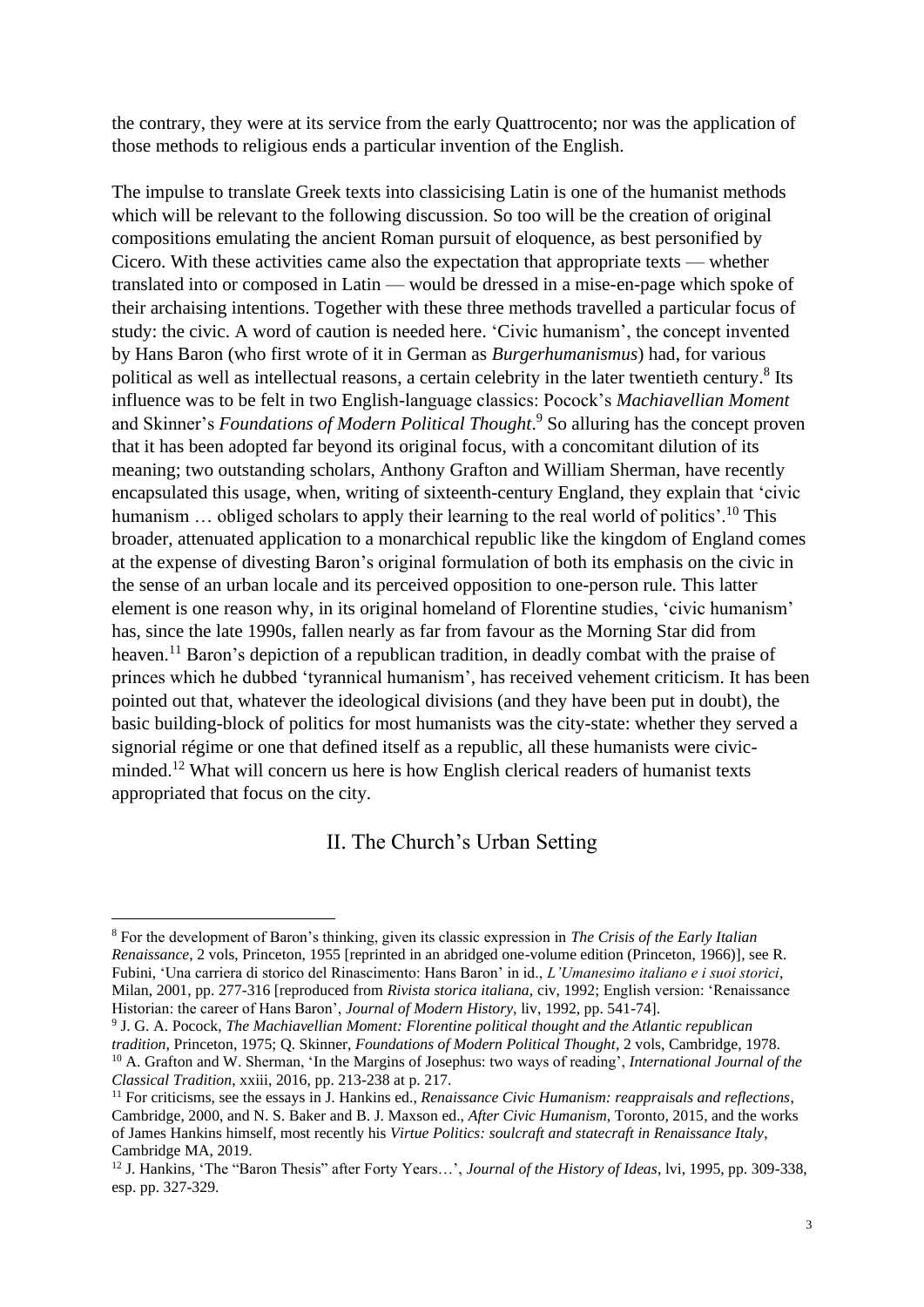the contrary, they were at its service from the early Quattrocento; nor was the application of those methods to religious ends a particular invention of the English.

The impulse to translate Greek texts into classicising Latin is one of the humanist methods which will be relevant to the following discussion. So too will be the creation of original compositions emulating the ancient Roman pursuit of eloquence, as best personified by Cicero. With these activities came also the expectation that appropriate texts — whether translated into or composed in Latin — would be dressed in a mise-en-page which spoke of their archaising intentions. Together with these three methods travelled a particular focus of study: the civic. A word of caution is needed here. 'Civic humanism', the concept invented by Hans Baron (who first wrote of it in German as *Burgerhumanismus*) had, for various political as well as intellectual reasons, a certain celebrity in the later twentieth century.[8] Its influence was to be felt in two English-language classics: Pocock's *Machiavellian Moment* and Skinner's *Foundations of Modern Political Thought*.[9] So alluring has the concept proven that it has been adopted far beyond its original focus, with a concomitant dilution of its meaning; two outstanding scholars, Anthony Grafton and William Sherman, have recently encapsulated this usage, when, writing of sixteenth-century England, they explain that 'civic humanism … obliged scholars to apply their learning to the real world of politics'.[10] This broader, attenuated application to a monarchical republic like the kingdom of England comes at the expense of divesting Baron's original formulation of both its emphasis on the civic in the sense of an urban locale and its perceived opposition to one-person rule. This latter element is one reason why, in its original homeland of Florentine studies, 'civic humanism' has, since the late 1990s, fallen nearly as far from favour as the Morning Star did from heaven.[11] Baron's depiction of a republican tradition, in deadly combat with the praise of princes which he dubbed 'tyrannical humanism', has received vehement criticism. It has been pointed out that, whatever the ideological divisions (and they have been put in doubt), the basic building-block of politics for most humanists was the city-state: whether they served a signorial régime or one that defined itself as a republic, all these humanists were civic-minded.[12] What will concern us here is how English clerical readers of humanist texts appropriated that focus on the city.

## II. The Church's Urban Setting

---

[8] For the development of Baron's thinking, given its classic expression in *The Crisis of the Early Italian Renaissance*, 2 vols, Princeton, 1955 [reprinted in an abridged one-volume edition (Princeton, 1966)], see R. Fubini, 'Una carriera di storico del Rinascimento: Hans Baron' in id., *L'Umanesimo italiano e i suoi storici*, Milan, 2001, pp. 277-316 [reproduced from *Rivista storica italiana*, civ, 1992; English version: 'Renaissance Historian: the career of Hans Baron', *Journal of Modern History*, liv, 1992, pp. 541-74].

[9] J. G. A. Pocock, *The Machiavellian Moment: Florentine political thought and the Atlantic republican tradition*, Princeton, 1975; Q. Skinner, *Foundations of Modern Political Thought*, 2 vols, Cambridge, 1978.

[10] A. Grafton and W. Sherman, 'In the Margins of Josephus: two ways of reading', *International Journal of the Classical Tradition*, xxiii, 2016, pp. 213-238 at p. 217.

[11] For criticisms, see the essays in J. Hankins ed., *Renaissance Civic Humanism: reappraisals and reflections*, Cambridge, 2000, and N. S. Baker and B. J. Maxson ed., *After Civic Humanism*, Toronto, 2015, and the works of James Hankins himself, most recently his *Virtue Politics: soulcraft and statecraft in Renaissance Italy*, Cambridge MA, 2019.

[12] J. Hankins, 'The "Baron Thesis" after Forty Years…', *Journal of the History of Ideas*, lvi, 1995, pp. 309-338, esp. pp. 327-329.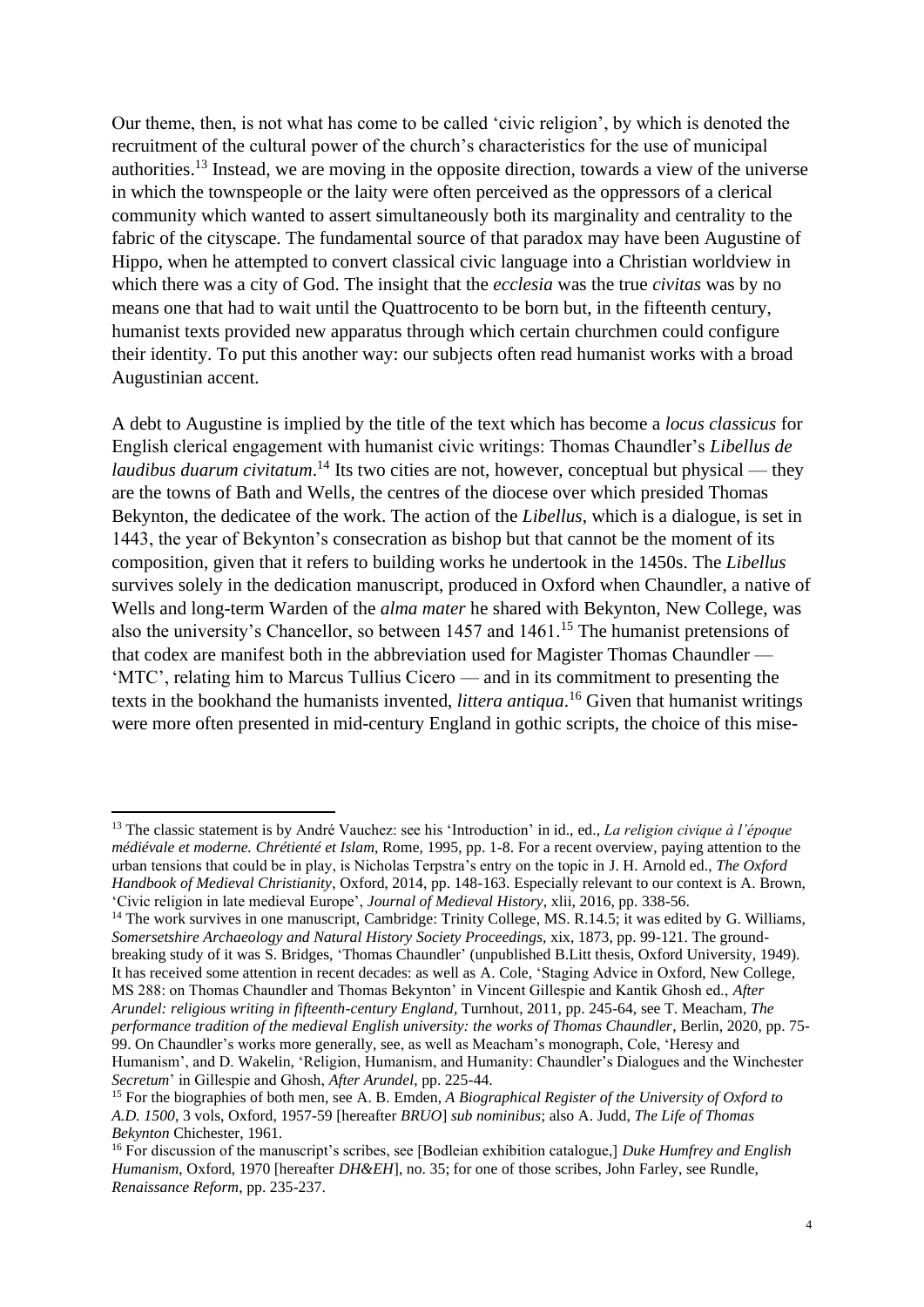Our theme, then, is not what has come to be called 'civic religion', by which is denoted the recruitment of the cultural power of the church's characteristics for the use of municipal authorities.[13] Instead, we are moving in the opposite direction, towards a view of the universe in which the townspeople or the laity were often perceived as the oppressors of a clerical community which wanted to assert simultaneously both its marginality and centrality to the fabric of the cityscape. The fundamental source of that paradox may have been Augustine of Hippo, when he attempted to convert classical civic language into a Christian worldview in which there was a city of God. The insight that the *ecclesia* was the true *civitas* was by no means one that had to wait until the Quattrocento to be born but, in the fifteenth century, humanist texts provided new apparatus through which certain churchmen could configure their identity. To put this another way: our subjects often read humanist works with a broad Augustinian accent.

A debt to Augustine is implied by the title of the text which has become a *locus classicus* for English clerical engagement with humanist civic writings: Thomas Chaundler's *Libellus de laudibus duarum civitatum*.[14] Its two cities are not, however, conceptual but physical — they are the towns of Bath and Wells, the centres of the diocese over which presided Thomas Bekynton, the dedicatee of the work. The action of the *Libellus,* which is a dialogue, is set in 1443, the year of Bekynton's consecration as bishop but that cannot be the moment of its composition, given that it refers to building works he undertook in the 1450s. The *Libellus* survives solely in the dedication manuscript, produced in Oxford when Chaundler, a native of Wells and long-term Warden of the *alma mater* he shared with Bekynton, New College, was also the university's Chancellor, so between 1457 and 1461.[15] The humanist pretensions of that codex are manifest both in the abbreviation used for Magister Thomas Chaundler — 'MTC', relating him to Marcus Tullius Cicero — and in its commitment to presenting the texts in the bookhand the humanists invented, *littera antiqua*.[16] Given that humanist writings were more often presented in mid-century England in gothic scripts, the choice of this mise-

---

[13] The classic statement is by André Vauchez: see his 'Introduction' in id., ed., *La religion civique à l'époque médiévale et moderne. Chrétienté et Islam*, Rome, 1995, pp. 1-8. For a recent overview, paying attention to the urban tensions that could be in play, is Nicholas Terpstra's entry on the topic in J. H. Arnold ed., *The Oxford Handbook of Medieval Christianity*, Oxford, 2014, pp. 148-163. Especially relevant to our context is A. Brown, 'Civic religion in late medieval Europe', *Journal of Medieval History*, xlii, 2016, pp. 338-56.

[14] The work survives in one manuscript, Cambridge: Trinity College, MS. R.14.5; it was edited by G. Williams, *Somersetshire Archaeology and Natural History Society Proceedings,* xix, 1873, pp. 99-121. The ground-breaking study of it was S. Bridges, 'Thomas Chaundler' (unpublished B.Litt thesis, Oxford University, 1949). It has received some attention in recent decades: as well as A. Cole, 'Staging Advice in Oxford, New College, MS 288: on Thomas Chaundler and Thomas Bekynton' in Vincent Gillespie and Kantik Ghosh ed., *After Arundel: religious writing in fifteenth-century England*, Turnhout, 2011, pp. 245-64, see T. Meacham, *The performance tradition of the medieval English university: the works of Thomas Chaundler*, Berlin, 2020, pp. 75-99. On Chaundler's works more generally, see, as well as Meacham's monograph, Cole, 'Heresy and Humanism', and D. Wakelin, 'Religion, Humanism, and Humanity: Chaundler's Dialogues and the Winchester *Secretum*' in Gillespie and Ghosh, *After Arundel*, pp. 225-44.

[15] For the biographies of both men, see A. B. Emden, *A Biographical Register of the University of Oxford to A.D. 1500*, 3 vols, Oxford, 1957-59 [hereafter *BRUO*] *sub nominibus*; also A. Judd, *The Life of Thomas Bekynton* Chichester, 1961.

[16] For discussion of the manuscript's scribes, see [Bodleian exhibition catalogue,] *Duke Humfrey and English Humanism*, Oxford, 1970 [hereafter *DH&EH*], no. 35; for one of those scribes, John Farley, see Rundle, *Renaissance Reform*, pp. 235-237.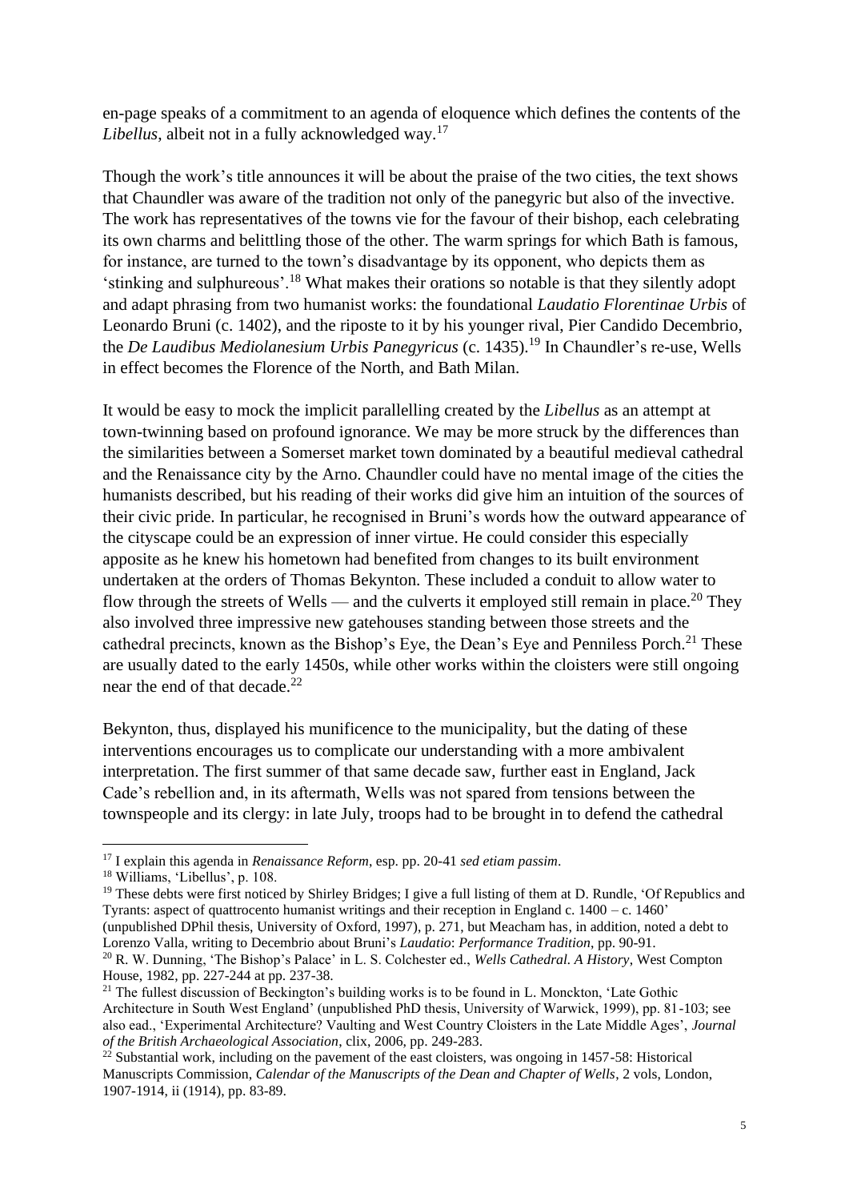en-page speaks of a commitment to an agenda of eloquence which defines the contents of the *Libellus*, albeit not in a fully acknowledged way.[17]

Though the work's title announces it will be about the praise of the two cities, the text shows that Chaundler was aware of the tradition not only of the panegyric but also of the invective. The work has representatives of the towns vie for the favour of their bishop, each celebrating its own charms and belittling those of the other. The warm springs for which Bath is famous, for instance, are turned to the town's disadvantage by its opponent, who depicts them as 'stinking and sulphureous'.[18] What makes their orations so notable is that they silently adopt and adapt phrasing from two humanist works: the foundational *Laudatio Florentinae Urbis* of Leonardo Bruni (c. 1402), and the riposte to it by his younger rival, Pier Candido Decembrio, the *De Laudibus Mediolanesium Urbis Panegyricus* (c. 1435).[19] In Chaundler's re-use, Wells in effect becomes the Florence of the North, and Bath Milan.

It would be easy to mock the implicit parallelling created by the *Libellus* as an attempt at town-twinning based on profound ignorance. We may be more struck by the differences than the similarities between a Somerset market town dominated by a beautiful medieval cathedral and the Renaissance city by the Arno. Chaundler could have no mental image of the cities the humanists described, but his reading of their works did give him an intuition of the sources of their civic pride. In particular, he recognised in Bruni's words how the outward appearance of the cityscape could be an expression of inner virtue. He could consider this especially apposite as he knew his hometown had benefited from changes to its built environment undertaken at the orders of Thomas Bekynton. These included a conduit to allow water to flow through the streets of Wells — and the culverts it employed still remain in place.[20] They also involved three impressive new gatehouses standing between those streets and the cathedral precincts, known as the Bishop's Eye, the Dean's Eye and Penniless Porch.[21] These are usually dated to the early 1450s, while other works within the cloisters were still ongoing near the end of that decade.[22]

Bekynton, thus, displayed his munificence to the municipality, but the dating of these interventions encourages us to complicate our understanding with a more ambivalent interpretation. The first summer of that same decade saw, further east in England, Jack Cade's rebellion and, in its aftermath, Wells was not spared from tensions between the townspeople and its clergy: in late July, troops had to be brought in to defend the cathedral

---

[17] I explain this agenda in *Renaissance Reform*, esp. pp. 20-41 *sed etiam passim*.

[18] Williams, 'Libellus', p. 108.

[19] These debts were first noticed by Shirley Bridges; I give a full listing of them at D. Rundle, 'Of Republics and Tyrants: aspect of quattrocento humanist writings and their reception in England c. 1400 – c. 1460' (unpublished DPhil thesis, University of Oxford, 1997), p. 271, but Meacham has, in addition, noted a debt to Lorenzo Valla, writing to Decembrio about Bruni's *Laudatio*: *Performance Tradition*, pp. 90-91.

[20] R. W. Dunning, 'The Bishop's Palace' in L. S. Colchester ed., *Wells Cathedral. A History*, West Compton House, 1982, pp. 227-244 at pp. 237-38.

[21] The fullest discussion of Beckington's building works is to be found in L. Monckton, 'Late Gothic Architecture in South West England' (unpublished PhD thesis, University of Warwick, 1999), pp. 81-103; see also ead., 'Experimental Architecture? Vaulting and West Country Cloisters in the Late Middle Ages', *Journal of the British Archaeological Association*, clix, 2006, pp. 249-283.

[22] Substantial work, including on the pavement of the east cloisters, was ongoing in 1457-58: Historical Manuscripts Commission, *Calendar of the Manuscripts of the Dean and Chapter of Wells*, 2 vols, London, 1907-1914, ii (1914), pp. 83-89.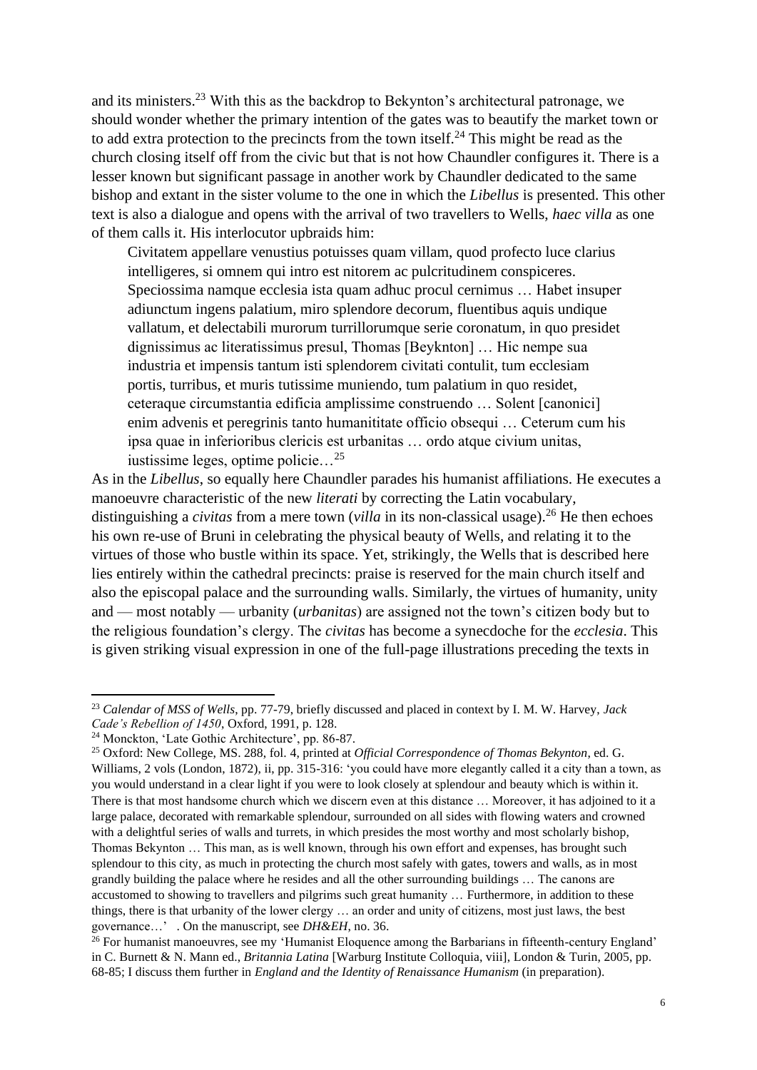and its ministers.[23] With this as the backdrop to Bekynton's architectural patronage, we should wonder whether the primary intention of the gates was to beautify the market town or to add extra protection to the precincts from the town itself.[24] This might be read as the church closing itself off from the civic but that is not how Chaundler configures it. There is a lesser known but significant passage in another work by Chaundler dedicated to the same bishop and extant in the sister volume to the one in which the *Libellus* is presented. This other text is also a dialogue and opens with the arrival of two travellers to Wells, *haec villa* as one of them calls it. His interlocutor upbraids him:

> Civitatem appellare venustius potuisses quam villam, quod profecto luce clarius intelligeres, si omnem qui intro est nitorem ac pulcritudinem conspiceres. Speciossima namque ecclesia ista quam adhuc procul cernimus … Habet insuper adiunctum ingens palatium, miro splendore decorum, fluentibus aquis undique vallatum, et delectabili murorum turrillorumque serie coronatum, in quo presidet dignissimus ac literatissimus presul, Thomas [Beykton] … Hic nempe sua industria et impensis tantum isti splendorem civitati contulit, tum ecclesiam portis, turribus, et muris tutissime muniendo, tum palatium in quo residet, ceteraque circumstantia edificia amplissime construendo … Solent [canonici] enim advenis et peregrinis tanto humanititate officio obsequi … Ceterum cum his ipsa quae in inferioribus clericis est urbanitas … ordo atque civium unitas, iustissime leges, optime policie…[25]

As in the *Libellus*, so equally here Chaundler parades his humanist affiliations. He executes a manoeuvre characteristic of the new *literati* by correcting the Latin vocabulary, distinguishing a *civitas* from a mere town (*villa* in its non-classical usage).[26] He then echoes his own re-use of Bruni in celebrating the physical beauty of Wells, and relating it to the virtues of those who bustle within its space. Yet, strikingly, the Wells that is described here lies entirely within the cathedral precincts: praise is reserved for the main church itself and also the episcopal palace and the surrounding walls. Similarly, the virtues of humanity, unity and — most notably — urbanity (*urbanitas*) are assigned not the town's citizen body but to the religious foundation's clergy. The *civitas* has become a synecdoche for the *ecclesia*. This is given striking visual expression in one of the full-page illustrations preceding the texts in

---

[23] *Calendar of MSS of Wells*, pp. 77-79, briefly discussed and placed in context by I. M. W. Harvey, *Jack Cade's Rebellion of 1450*, Oxford, 1991, p. 128.

[24] Monckton, 'Late Gothic Architecture', pp. 86-87.

[25] Oxford: New College, MS. 288, fol. 4, printed at *Official Correspondence of Thomas Bekynton*, ed. G. Williams, 2 vols (London, 1872), ii, pp. 315-316: 'you could have more elegantly called it a city than a town, as you would understand in a clear light if you were to look closely at splendour and beauty which is within it. There is that most handsome church which we discern even at this distance … Moreover, it has adjoined to it a large palace, decorated with remarkable splendour, surrounded on all sides with flowing waters and crowned with a delightful series of walls and turrets, in which presides the most worthy and most scholarly bishop, Thomas Bekynton … This man, as is well known, through his own effort and expenses, has brought such splendour to this city, as much in protecting the church most safely with gates, towers and walls, as in most grandly building the palace where he resides and all the other surrounding buildings … The canons are accustomed to showing to travellers and pilgrims such great humanity … Furthermore, in addition to these things, there is that urbanity of the lower clergy … an order and unity of citizens, most just laws, the best governance…' . On the manuscript, see *DH&EH*, no. 36.

[26] For humanist manoeuvres, see my 'Humanist Eloquence among the Barbarians in fifteenth-century England' in C. Burnett & N. Mann ed., *Britannia Latina* [Warburg Institute Colloquia, viii], London & Turin, 2005, pp. 68-85; I discuss them further in *England and the Identity of Renaissance Humanism* (in preparation).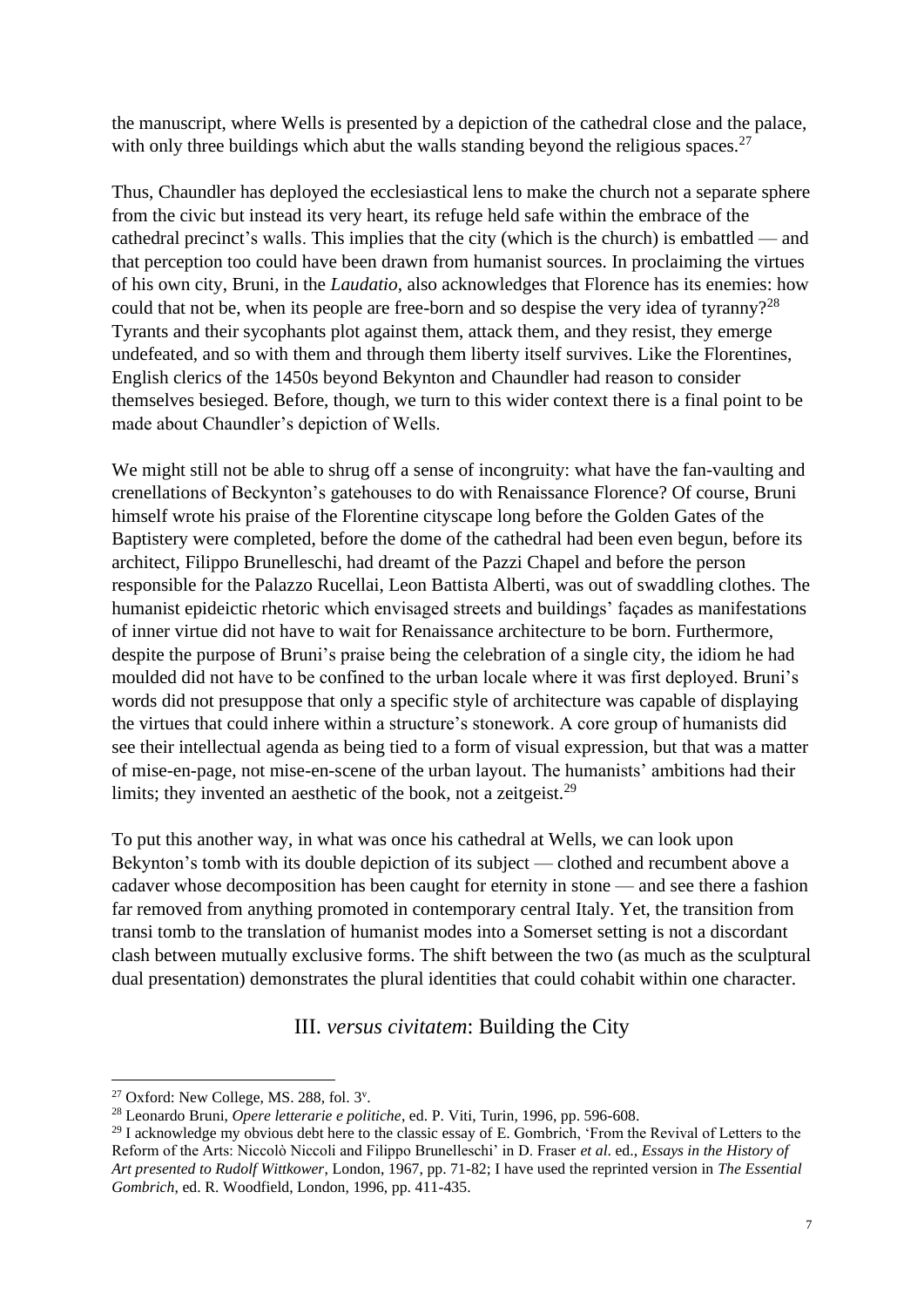the manuscript, where Wells is presented by a depiction of the cathedral close and the palace, with only three buildings which abut the walls standing beyond the religious spaces.[27]

Thus, Chaundler has deployed the ecclesiastical lens to make the church not a separate sphere from the civic but instead its very heart, its refuge held safe within the embrace of the cathedral precinct's walls. This implies that the city (which is the church) is embattled — and that perception too could have been drawn from humanist sources. In proclaiming the virtues of his own city, Bruni, in the *Laudatio*, also acknowledges that Florence has its enemies: how could that not be, when its people are free-born and so despise the very idea of tyranny?[28] Tyrants and their sycophants plot against them, attack them, and they resist, they emerge undefeated, and so with them and through them liberty itself survives. Like the Florentines, English clerics of the 1450s beyond Bekynton and Chaundler had reason to consider themselves besieged. Before, though, we turn to this wider context there is a final point to be made about Chaundler's depiction of Wells.

We might still not be able to shrug off a sense of incongruity: what have the fan-vaulting and crenellations of Beckynton's gatehouses to do with Renaissance Florence? Of course, Bruni himself wrote his praise of the Florentine cityscape long before the Golden Gates of the Baptistery were completed, before the dome of the cathedral had been even begun, before its architect, Filippo Brunelleschi, had dreamt of the Pazzi Chapel and before the person responsible for the Palazzo Rucellai, Leon Battista Alberti, was out of swaddling clothes. The humanist epideictic rhetoric which envisaged streets and buildings' façades as manifestations of inner virtue did not have to wait for Renaissance architecture to be born. Furthermore, despite the purpose of Bruni's praise being the celebration of a single city, the idiom he had moulded did not have to be confined to the urban locale where it was first deployed. Bruni's words did not presuppose that only a specific style of architecture was capable of displaying the virtues that could inhere within a structure's stonework. A core group of humanists did see their intellectual agenda as being tied to a form of visual expression, but that was a matter of mise-en-page, not mise-en-scene of the urban layout. The humanists' ambitions had their limits; they invented an aesthetic of the book, not a zeitgeist.[29]

To put this another way, in what was once his cathedral at Wells, we can look upon Bekynton's tomb with its double depiction of its subject — clothed and recumbent above a cadaver whose decomposition has been caught for eternity in stone — and see there a fashion far removed from anything promoted in contemporary central Italy. Yet, the transition from transi tomb to the translation of humanist modes into a Somerset setting is not a discordant clash between mutually exclusive forms. The shift between the two (as much as the sculptural dual presentation) demonstrates the plural identities that could cohabit within one character.

## III. *versus civitatem*: Building the City

[27] Oxford: New College, MS. 288, fol. 3v.

[28] Leonardo Bruni, *Opere letterarie e politiche*, ed. P. Viti, Turin, 1996, pp. 596-608.

[29] I acknowledge my obvious debt here to the classic essay of E. Gombrich, 'From the Revival of Letters to the Reform of the Arts: Niccolò Niccoli and Filippo Brunelleschi' in D. Fraser *et al.* ed., *Essays in the History of Art presented to Rudolf Wittkower*, London, 1967, pp. 71-82; I have used the reprinted version in *The Essential Gombrich*, ed. R. Woodfield, London, 1996, pp. 411-435.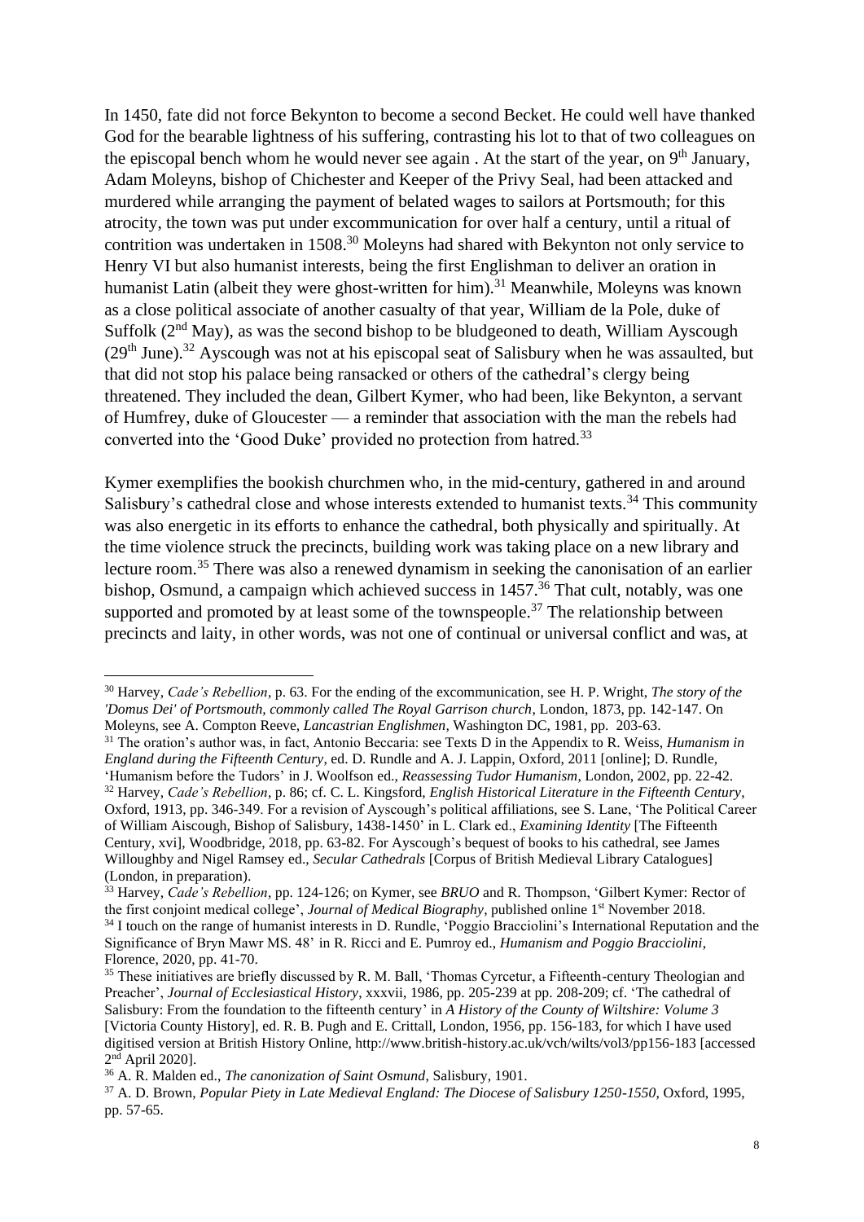In 1450, fate did not force Bekynton to become a second Becket. He could well have thanked God for the bearable lightness of his suffering, contrasting his lot to that of two colleagues on the episcopal bench whom he would never see again . At the start of the year, on 9th January, Adam Moleyns, bishop of Chichester and Keeper of the Privy Seal, had been attacked and murdered while arranging the payment of belated wages to sailors at Portsmouth; for this atrocity, the town was put under excommunication for over half a century, until a ritual of contrition was undertaken in 1508.[30] Moleyns had shared with Bekynton not only service to Henry VI but also humanist interests, being the first Englishman to deliver an oration in humanist Latin (albeit they were ghost-written for him).[31] Meanwhile, Moleyns was known as a close political associate of another casualty of that year, William de la Pole, duke of Suffolk (2nd May), as was the second bishop to be bludgeoned to death, William Ayscough (29th June).[32] Ayscough was not at his episcopal seat of Salisbury when he was assaulted, but that did not stop his palace being ransacked or others of the cathedral's clergy being threatened. They included the dean, Gilbert Kymer, who had been, like Bekynton, a servant of Humfrey, duke of Gloucester — a reminder that association with the man the rebels had converted into the 'Good Duke' provided no protection from hatred.[33]

Kymer exemplifies the bookish churchmen who, in the mid-century, gathered in and around Salisbury's cathedral close and whose interests extended to humanist texts.[34] This community was also energetic in its efforts to enhance the cathedral, both physically and spiritually. At the time violence struck the precincts, building work was taking place on a new library and lecture room.[35] There was also a renewed dynamism in seeking the canonisation of an earlier bishop, Osmund, a campaign which achieved success in 1457.[36] That cult, notably, was one supported and promoted by at least some of the townspeople.[37] The relationship between precincts and laity, in other words, was not one of continual or universal conflict and was, at

---

[30] Harvey, *Cade's Rebellion*, p. 63. For the ending of the excommunication, see H. P. Wright, *The story of the 'Domus Dei' of Portsmouth, commonly called The Royal Garrison church*, London, 1873, pp. 142-147. On Moleyns, see A. Compton Reeve, *Lancastrian Englishmen*, Washington DC, 1981, pp. 203-63.

[31] The oration's author was, in fact, Antonio Beccaria: see Texts D in the Appendix to R. Weiss, *Humanism in England during the Fifteenth Century*, ed. D. Rundle and A. J. Lappin, Oxford, 2011 [online]; D. Rundle, 'Humanism before the Tudors' in J. Woolfson ed., *Reassessing Tudor Humanism*, London, 2002, pp. 22-42.

[32] Harvey, *Cade's Rebellion*, p. 86; cf. C. L. Kingsford, *English Historical Literature in the Fifteenth Century*, Oxford, 1913, pp. 346-349. For a revision of Ayscough's political affiliations, see S. Lane, 'The Political Career of William Aiscough, Bishop of Salisbury, 1438-1450' in L. Clark ed., *Examining Identity* [The Fifteenth Century, xvi], Woodbridge, 2018, pp. 63-82. For Ayscough's bequest of books to his cathedral, see James Willoughby and Nigel Ramsey ed., *Secular Cathedrals* [Corpus of British Medieval Library Catalogues] (London, in preparation).

[33] Harvey, *Cade's Rebellion*, pp. 124-126; on Kymer, see *BRUO* and R. Thompson, 'Gilbert Kymer: Rector of the first conjoint medical college', *Journal of Medical Biography*, published online 1st November 2018.

[34] I touch on the range of humanist interests in D. Rundle, 'Poggio Bracciolini's International Reputation and the Significance of Bryn Mawr MS. 48' in R. Ricci and E. Pumroy ed., *Humanism and Poggio Bracciolini*, Florence, 2020, pp. 41-70.

[35] These initiatives are briefly discussed by R. M. Ball, 'Thomas Cyrcetur, a Fifteenth-century Theologian and Preacher', *Journal of Ecclesiastical History*, xxxvii, 1986, pp. 205-239 at pp. 208-209; cf. 'The cathedral of Salisbury: From the foundation to the fifteenth century' in *A History of the County of Wiltshire: Volume 3* [Victoria County History], ed. R. B. Pugh and E. Crittall, London, 1956, pp. 156-183, for which I have used digitised version at British History Online, http://www.british-history.ac.uk/vch/wilts/vol3/pp156-183 [accessed 2nd April 2020].

[36] A. R. Malden ed., *The canonization of Saint Osmund*, Salisbury, 1901.

[37] A. D. Brown, *Popular Piety in Late Medieval England: The Diocese of Salisbury 1250-1550*, Oxford, 1995, pp. 57-65.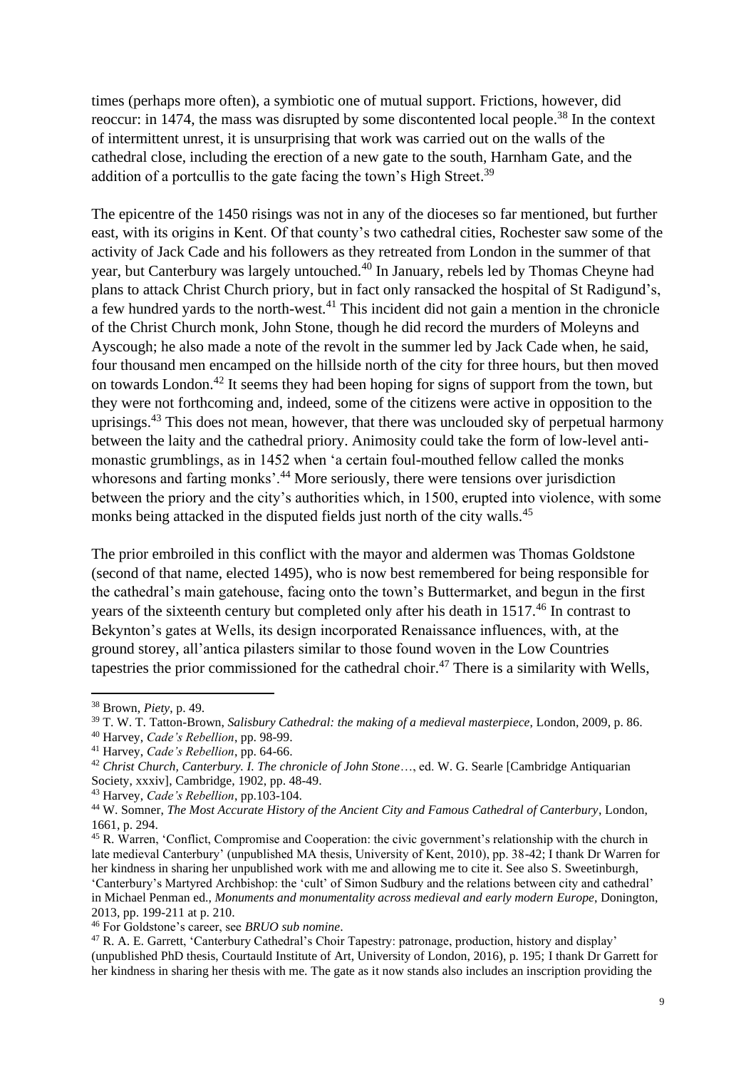times (perhaps more often), a symbiotic one of mutual support. Frictions, however, did reoccur: in 1474, the mass was disrupted by some discontented local people.[38] In the context of intermittent unrest, it is unsurprising that work was carried out on the walls of the cathedral close, including the erection of a new gate to the south, Harnham Gate, and the addition of a portcullis to the gate facing the town's High Street.[39]

The epicentre of the 1450 risings was not in any of the dioceses so far mentioned, but further east, with its origins in Kent. Of that county's two cathedral cities, Rochester saw some of the activity of Jack Cade and his followers as they retreated from London in the summer of that year, but Canterbury was largely untouched.[40] In January, rebels led by Thomas Cheyne had plans to attack Christ Church priory, but in fact only ransacked the hospital of St Radigund's, a few hundred yards to the north-west.[41] This incident did not gain a mention in the chronicle of the Christ Church monk, John Stone, though he did record the murders of Moleyns and Ayscough; he also made a note of the revolt in the summer led by Jack Cade when, he said, four thousand men encamped on the hillside north of the city for three hours, but then moved on towards London.[42] It seems they had been hoping for signs of support from the town, but they were not forthcoming and, indeed, some of the citizens were active in opposition to the uprisings.[43] This does not mean, however, that there was unclouded sky of perpetual harmony between the laity and the cathedral priory. Animosity could take the form of low-level anti-monastic grumblings, as in 1452 when 'a certain foul-mouthed fellow called the monks whoresons and farting monks'.[44] More seriously, there were tensions over jurisdiction between the priory and the city's authorities which, in 1500, erupted into violence, with some monks being attacked in the disputed fields just north of the city walls.[45]

The prior embroiled in this conflict with the mayor and aldermen was Thomas Goldstone (second of that name, elected 1495), who is now best remembered for being responsible for the cathedral's main gatehouse, facing onto the town's Buttermarket, and begun in the first years of the sixteenth century but completed only after his death in 1517.[46] In contrast to Bekynton's gates at Wells, its design incorporated Renaissance influences, with, at the ground storey, all'antica pilasters similar to those found woven in the Low Countries tapestries the prior commissioned for the cathedral choir.[47] There is a similarity with Wells,

---

[38] Brown, *Piety*, p. 49.

[39] T. W. T. Tatton-Brown, *Salisbury Cathedral: the making of a medieval masterpiece*, London, 2009, p. 86.

[40] Harvey, *Cade's Rebellion*, pp. 98-99.

[41] Harvey, *Cade's Rebellion*, pp. 64-66.

[42] *Christ Church, Canterbury. I. The chronicle of John Stone*…, ed. W. G. Searle [Cambridge Antiquarian Society, xxxiv], Cambridge, 1902, pp. 48-49.

[43] Harvey, *Cade's Rebellion*, pp.103-104.

[44] W. Somner, *The Most Accurate History of the Ancient City and Famous Cathedral of Canterbury*, London, 1661, p. 294.

[45] R. Warren, 'Conflict, Compromise and Cooperation: the civic government's relationship with the church in late medieval Canterbury' (unpublished MA thesis, University of Kent, 2010), pp. 38-42; I thank Dr Warren for her kindness in sharing her unpublished work with me and allowing me to cite it. See also S. Sweetinburgh, 'Canterbury's Martyred Archbishop: the 'cult' of Simon Sudbury and the relations between city and cathedral' in Michael Penman ed., *Monuments and monumentality across medieval and early modern Europe*, Donington, 2013, pp. 199-211 at p. 210.

[46] For Goldstone's career, see *BRUO sub nomine*.

[47] R. A. E. Garrett, 'Canterbury Cathedral's Choir Tapestry: patronage, production, history and display' (unpublished PhD thesis, Courtauld Institute of Art, University of London, 2016), p. 195; I thank Dr Garrett for her kindness in sharing her thesis with me. The gate as it now stands also includes an inscription providing the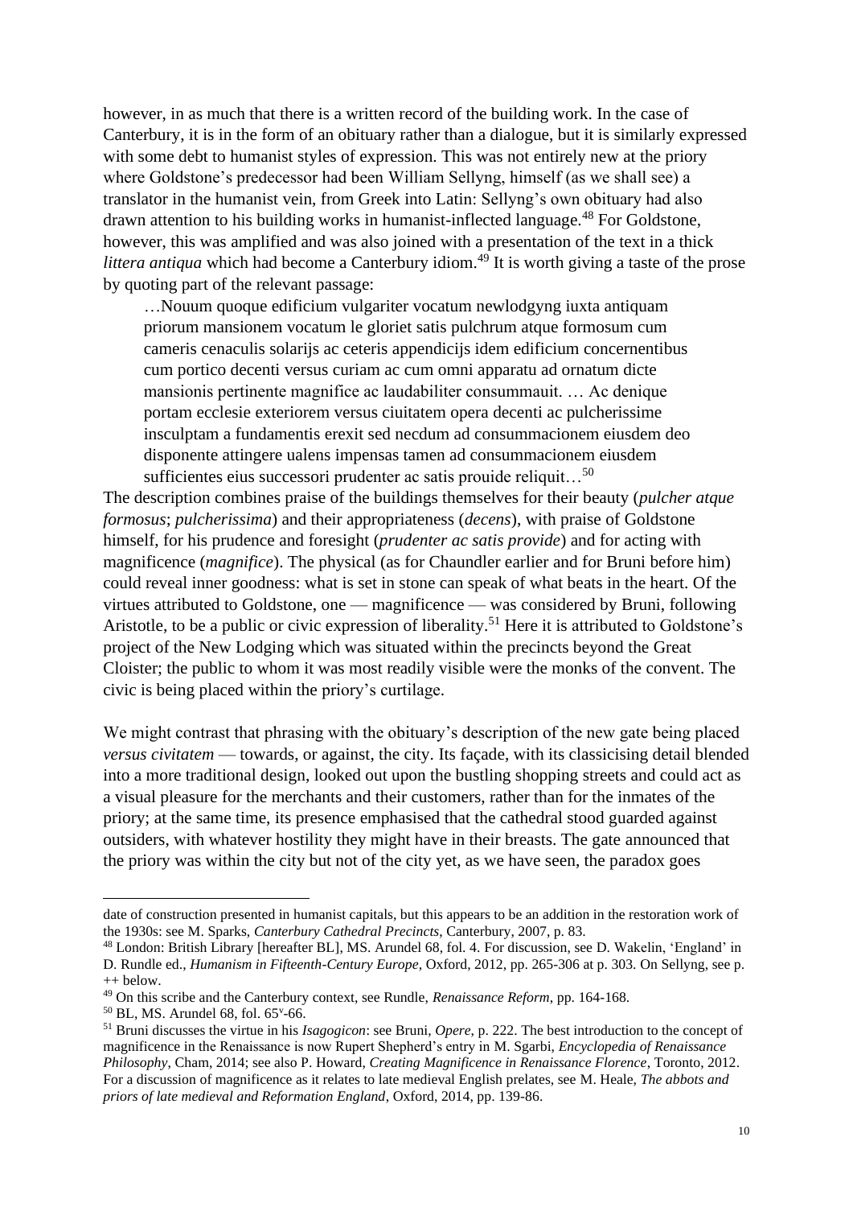however, in as much that there is a written record of the building work. In the case of Canterbury, it is in the form of an obituary rather than a dialogue, but it is similarly expressed with some debt to humanist styles of expression. This was not entirely new at the priory where Goldstone's predecessor had been William Sellyng, himself (as we shall see) a translator in the humanist vein, from Greek into Latin: Sellyng's own obituary had also drawn attention to his building works in humanist-inflected language.[48] For Goldstone, however, this was amplified and was also joined with a presentation of the text in a thick *littera antiqua* which had become a Canterbury idiom.[49] It is worth giving a taste of the prose by quoting part of the relevant passage:

> …Nouum quoque edificium vulgariter vocatum newlodgyng iuxta antiquam priorum mansionem vocatum le gloriet satis pulchrum atque formosum cum cameris cenaculis solarijs ac ceteris appendicijs idem edificium concernentibus cum portico decenti versus curiam ac cum omni apparatu ad ornatum dicte mansionis pertinente magnifice ac laudabiliter consummauit. … Ac denique portam ecclesie exteriorem versus ciuitatem opera decenti ac pulcherissime insculptam a fundamentis erexit sed necdum ad consummacionem eiusdem deo disponente attingere ualens impensas tamen ad consummacionem eiusdem sufficientes eius successori prudenter ac satis prouide reliquit…[50]

The description combines praise of the buildings themselves for their beauty (*pulcher atque formosus*; *pulcherissima*) and their appropriateness (*decens*), with praise of Goldstone himself, for his prudence and foresight (*prudenter ac satis provide*) and for acting with magnificence (*magnifice*). The physical (as for Chaundler earlier and for Bruni before him) could reveal inner goodness: what is set in stone can speak of what beats in the heart. Of the virtues attributed to Goldstone, one — magnificence — was considered by Bruni, following Aristotle, to be a public or civic expression of liberality.[51] Here it is attributed to Goldstone's project of the New Lodging which was situated within the precincts beyond the Great Cloister; the public to whom it was most readily visible were the monks of the convent. The civic is being placed within the priory's curtilage.

We might contrast that phrasing with the obituary's description of the new gate being placed *versus civitatem* — towards, or against, the city. Its façade, with its classicising detail blended into a more traditional design, looked out upon the bustling shopping streets and could act as a visual pleasure for the merchants and their customers, rather than for the inmates of the priory; at the same time, its presence emphasised that the cathedral stood guarded against outsiders, with whatever hostility they might have in their breasts. The gate announced that the priory was within the city but not of the city yet, as we have seen, the paradox goes

---

date of construction presented in humanist capitals, but this appears to be an addition in the restoration work of the 1930s: see M. Sparks, *Canterbury Cathedral Precincts*, Canterbury, 2007, p. 83.

[48] London: British Library [hereafter BL], MS. Arundel 68, fol. 4. For discussion, see D. Wakelin, 'England' in D. Rundle ed., *Humanism in Fifteenth-Century Europe*, Oxford, 2012, pp. 265-306 at p. 303. On Sellyng, see p. ++ below.

[49] On this scribe and the Canterbury context, see Rundle, *Renaissance Reform*, pp. 164-168.

[50] BL, MS. Arundel 68, fol. 65v-66.

[51] Bruni discusses the virtue in his *Isagogicon*: see Bruni, *Opere*, p. 222. The best introduction to the concept of magnificence in the Renaissance is now Rupert Shepherd's entry in M. Sgarbi, *Encyclopedia of Renaissance Philosophy*, Cham, 2014; see also P. Howard, *Creating Magnificence in Renaissance Florence*, Toronto, 2012. For a discussion of magnificence as it relates to late medieval English prelates, see M. Heale, *The abbots and priors of late medieval and Reformation England*, Oxford, 2014, pp. 139-86.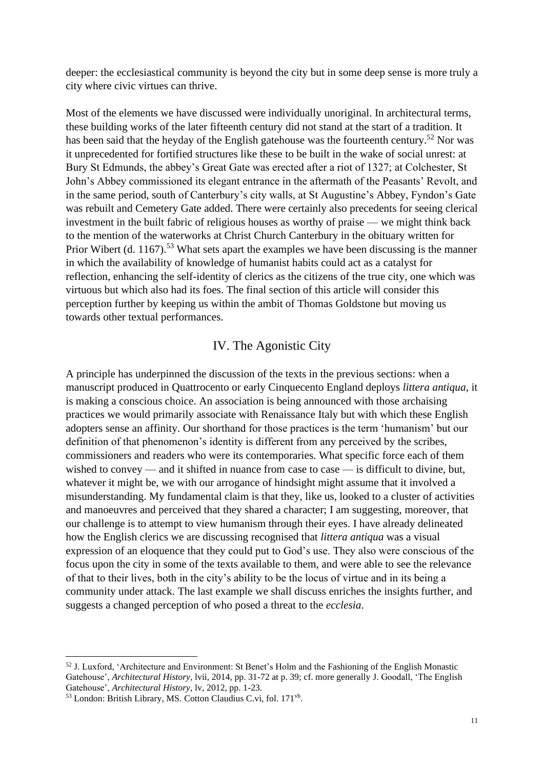deeper: the ecclesiastical community is beyond the city but in some deep sense is more truly a city where civic virtues can thrive.

Most of the elements we have discussed were individually unoriginal. In architectural terms, these building works of the later fifteenth century did not stand at the start of a tradition. It has been said that the heyday of the English gatehouse was the fourteenth century.[52] Nor was it unprecedented for fortified structures like these to be built in the wake of social unrest: at Bury St Edmunds, the abbey's Great Gate was erected after a riot of 1327; at Colchester, St John's Abbey commissioned its elegant entrance in the aftermath of the Peasants' Revolt, and in the same period, south of Canterbury's city walls, at St Augustine's Abbey, Fyndon's Gate was rebuilt and Cemetery Gate added. There were certainly also precedents for seeing clerical investment in the built fabric of religious houses as worthy of praise — we might think back to the mention of the waterworks at Christ Church Canterbury in the obituary written for Prior Wibert (d. 1167).[53] What sets apart the examples we have been discussing is the manner in which the availability of knowledge of humanist habits could act as a catalyst for reflection, enhancing the self-identity of clerics as the citizens of the true city, one which was virtuous but which also had its foes. The final section of this article will consider this perception further by keeping us within the ambit of Thomas Goldstone but moving us towards other textual performances.

## IV. The Agonistic City

A principle has underpinned the discussion of the texts in the previous sections: when a manuscript produced in Quattrocento or early Cinquecento England deploys *littera antiqua*, it is making a conscious choice. An association is being announced with those archaising practices we would primarily associate with Renaissance Italy but with which these English adopters sense an affinity. Our shorthand for those practices is the term 'humanism' but our definition of that phenomenon's identity is different from any perceived by the scribes, commissioners and readers who were its contemporaries. What specific force each of them wished to convey — and it shifted in nuance from case to case — is difficult to divine, but, whatever it might be, we with our arrogance of hindsight might assume that it involved a misunderstanding. My fundamental claim is that they, like us, looked to a cluster of activities and manoeuvres and perceived that they shared a character; I am suggesting, moreover, that our challenge is to attempt to view humanism through their eyes. I have already delineated how the English clerics we are discussing recognised that *littera antiqua* was a visual expression of an eloquence that they could put to God's use. They also were conscious of the focus upon the city in some of the texts available to them, and were able to see the relevance of that to their lives, both in the city's ability to be the locus of virtue and in its being a community under attack. The last example we shall discuss enriches the insights further, and suggests a changed perception of who posed a threat to the *ecclesia*.

---

[52] J. Luxford, 'Architecture and Environment: St Benet's Holm and the Fashioning of the English Monastic Gatehouse', *Architectural History*, lvii, 2014, pp. 31-72 at p. 39; cf. more generally J. Goodall, 'The English Gatehouse', *Architectural History*, lv, 2012, pp. 1-23.

[53] London: British Library, MS. Cotton Claudius C.vi, fol. 171[vb].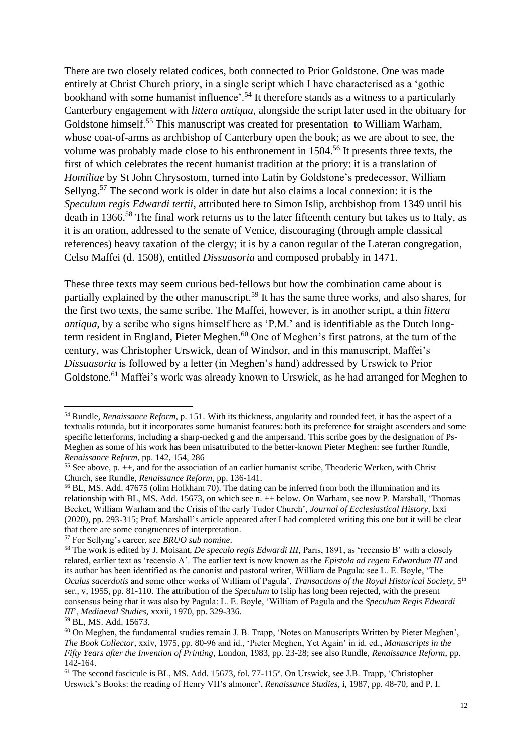There are two closely related codices, both connected to Prior Goldstone. One was made entirely at Christ Church priory, in a single script which I have characterised as a 'gothic bookhand with some humanist influence'.[54] It therefore stands as a witness to a particularly Canterbury engagement with *littera antiqua*, alongside the script later used in the obituary for Goldstone himself.[55] This manuscript was created for presentation to William Warham, whose coat-of-arms as archbishop of Canterbury open the book; as we are about to see, the volume was probably made close to his enthronement in 1504.[56] It presents three texts, the first of which celebrates the recent humanist tradition at the priory: it is a translation of *Homiliae* by St John Chrysostom, turned into Latin by Goldstone's predecessor, William Sellyng.[57] The second work is older in date but also claims a local connexion: it is the *Speculum regis Edwardi tertii*, attributed here to Simon Islip, archbishop from 1349 until his death in 1366.[58] The final work returns us to the later fifteenth century but takes us to Italy, as it is an oration, addressed to the senate of Venice, discouraging (through ample classical references) heavy taxation of the clergy; it is by a canon regular of the Lateran congregation, Celso Maffei (d. 1508), entitled *Dissuasoria* and composed probably in 1471.

These three texts may seem curious bed-fellows but how the combination came about is partially explained by the other manuscript.[59] It has the same three works, and also shares, for the first two texts, the same scribe. The Maffei, however, is in another script, a thin *littera antiqua*, by a scribe who signs himself here as 'P.M.' and is identifiable as the Dutch long-term resident in England, Pieter Meghen.[60] One of Meghen's first patrons, at the turn of the century, was Christopher Urswick, dean of Windsor, and in this manuscript, Maffei's *Dissuasoria* is followed by a letter (in Meghen's hand) addressed by Urswick to Prior Goldstone.[61] Maffei's work was already known to Urswick, as he had arranged for Meghen to

---

[54] Rundle, *Renaissance Reform*, p. 151. With its thickness, angularity and rounded feet, it has the aspect of a textualis rotunda, but it incorporates some humanist features: both its preference for straight ascenders and some specific letterforms, including a sharp-necked **g** and the ampersand. This scribe goes by the designation of Ps-Meghen as some of his work has been misattributed to the better-known Pieter Meghen: see further Rundle, *Renaissance Reform*, pp. 142, 154, 286

[55] See above, p. ++, and for the association of an earlier humanist scribe, Theoderic Werken, with Christ Church, see Rundle, *Renaissance Reform*, pp. 136-141.

[56] BL, MS. Add. 47675 (olim Holkham 70). The dating can be inferred from both the illumination and its relationship with BL, MS. Add. 15673, on which see n. ++ below. On Warham, see now P. Marshall, 'Thomas Becket, William Warham and the Crisis of the early Tudor Church', *Journal of Ecclesiastical History*, lxxi (2020), pp. 293-315; Prof. Marshall's article appeared after I had completed writing this one but it will be clear that there are some congruences of interpretation.

[57] For Sellyng's career, see *BRUO sub nomine*.

[58] The work is edited by J. Moisant, *De speculo regis Edwardi III*, Paris, 1891, as 'recensio B' with a closely related, earlier text as 'recensio A'. The earlier text is now known as the *Epistola ad regem Edwardum III* and its author has been identified as the canonist and pastoral writer, William de Pagula: see L. E. Boyle, 'The *Oculus sacerdotis* and some other works of William of Pagula', *Transactions of the Royal Historical Society*, 5th ser., v, 1955, pp. 81-110. The attribution of the *Speculum* to Islip has long been rejected, with the present consensus being that it was also by Pagula: L. E. Boyle, 'William of Pagula and the *Speculum Regis Edwardi III*', *Mediaeval Studies*, xxxii, 1970, pp. 329-336.

[59] BL, MS. Add. 15673.

[60] On Meghen, the fundamental studies remain J. B. Trapp, 'Notes on Manuscripts Written by Pieter Meghen', *The Book Collector*, xxiv, 1975, pp. 80-96 and id., 'Pieter Meghen, Yet Again' in id. ed., *Manuscripts in the Fifty Years after the Invention of Printing*, London, 1983, pp. 23-28; see also Rundle, *Renaissance Reform*, pp. 142-164.

[61] The second fascicule is BL, MS. Add. 15673, fol. 77-115v. On Urswick, see J.B. Trapp, 'Christopher Urswick's Books: the reading of Henry VII's almoner', *Renaissance Studies*, i, 1987, pp. 48-70, and P. I.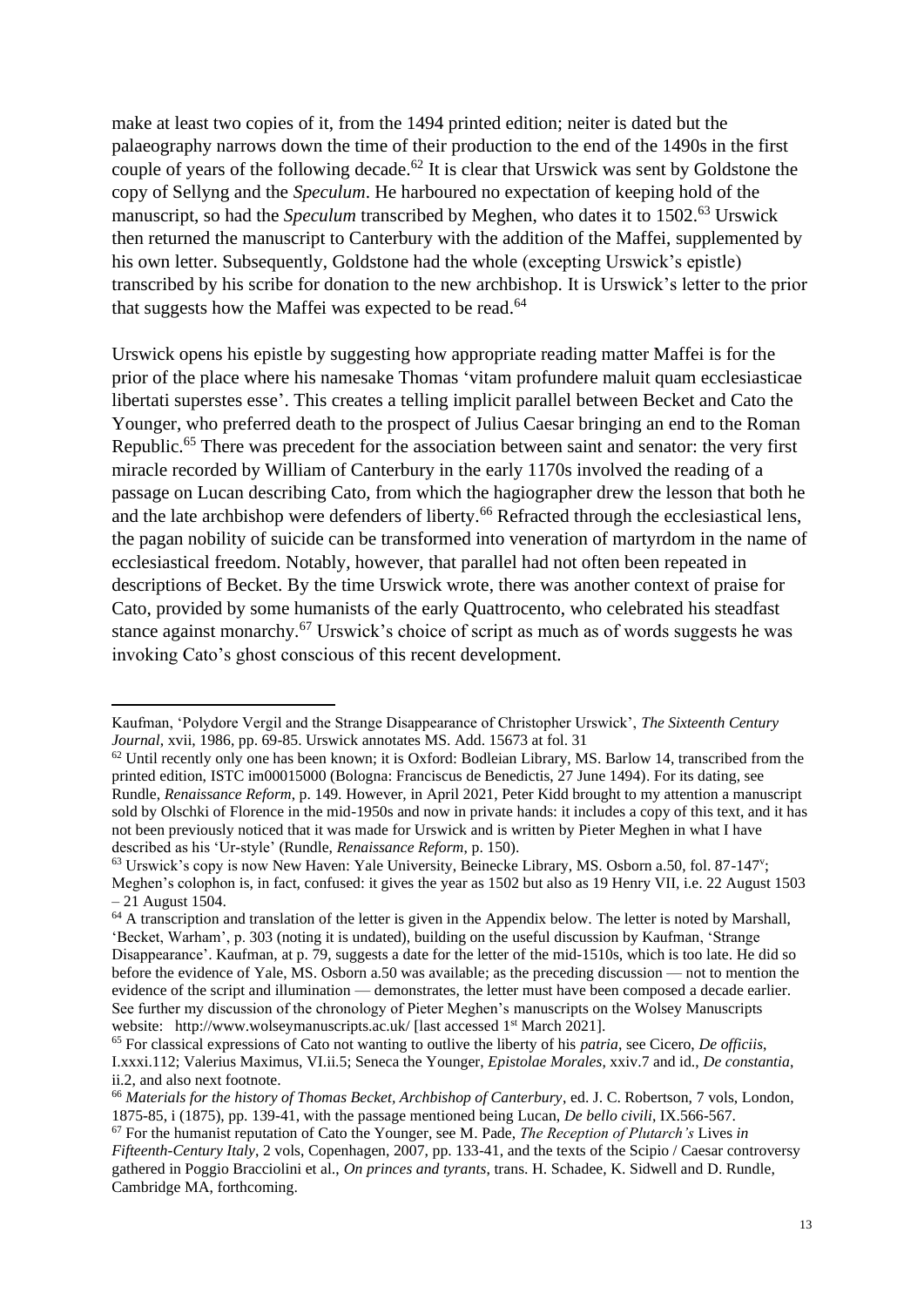make at least two copies of it, from the 1494 printed edition; neiter is dated but the palaeography narrows down the time of their production to the end of the 1490s in the first couple of years of the following decade.[62] It is clear that Urswick was sent by Goldstone the copy of Sellyng and the *Speculum*. He harboured no expectation of keeping hold of the manuscript, so had the *Speculum* transcribed by Meghen, who dates it to 1502.[63] Urswick then returned the manuscript to Canterbury with the addition of the Maffei, supplemented by his own letter. Subsequently, Goldstone had the whole (excepting Urswick's epistle) transcribed by his scribe for donation to the new archbishop. It is Urswick's letter to the prior that suggests how the Maffei was expected to be read.[64]

Urswick opens his epistle by suggesting how appropriate reading matter Maffei is for the prior of the place where his namesake Thomas 'vitam profundere maluit quam ecclesiasticae libertati superstes esse'. This creates a telling implicit parallel between Becket and Cato the Younger, who preferred death to the prospect of Julius Caesar bringing an end to the Roman Republic.[65] There was precedent for the association between saint and senator: the very first miracle recorded by William of Canterbury in the early 1170s involved the reading of a passage on Lucan describing Cato, from which the hagiographer drew the lesson that both he and the late archbishop were defenders of liberty.[66] Refracted through the ecclesiastical lens, the pagan nobility of suicide can be transformed into veneration of martyrdom in the name of ecclesiastical freedom. Notably, however, that parallel had not often been repeated in descriptions of Becket. By the time Urswick wrote, there was another context of praise for Cato, provided by some humanists of the early Quattrocento, who celebrated his steadfast stance against monarchy.[67] Urswick's choice of script as much as of words suggests he was invoking Cato's ghost conscious of this recent development.

---

Kaufman, 'Polydore Vergil and the Strange Disappearance of Christopher Urswick', *The Sixteenth Century Journal*, xvii, 1986, pp. 69-85. Urswick annotates MS. Add. 15673 at fol. 31

[62] Until recently only one has been known; it is Oxford: Bodleian Library, MS. Barlow 14, transcribed from the printed edition, ISTC im00015000 (Bologna: Franciscus de Benedictis, 27 June 1494). For its dating, see Rundle, *Renaissance Reform*, p. 149. However, in April 2021, Peter Kidd brought to my attention a manuscript sold by Olschki of Florence in the mid-1950s and now in private hands: it includes a copy of this text, and it has not been previously noticed that it was made for Urswick and is written by Pieter Meghen in what I have described as his 'Ur-style' (Rundle, *Renaissance Reform*, p. 150).

[63] Urswick's copy is now New Haven: Yale University, Beinecke Library, MS. Osborn a.50, fol. 87-147v; Meghen's colophon is, in fact, confused: it gives the year as 1502 but also as 19 Henry VII, i.e. 22 August 1503 – 21 August 1504.

[64] A transcription and translation of the letter is given in the Appendix below. The letter is noted by Marshall, 'Becket, Warham', p. 303 (noting it is undated), building on the useful discussion by Kaufman, 'Strange Disappearance'. Kaufman, at p. 79, suggests a date for the letter of the mid-1510s, which is too late. He did so before the evidence of Yale, MS. Osborn a.50 was available; as the preceding discussion — not to mention the evidence of the script and illumination — demonstrates, the letter must have been composed a decade earlier. See further my discussion of the chronology of Pieter Meghen's manuscripts on the Wolsey Manuscripts website: http://www.wolseymanuscripts.ac.uk/ [last accessed 1st March 2021].

[65] For classical expressions of Cato not wanting to outlive the liberty of his *patria*, see Cicero, *De officiis*, I.xxxi.112; Valerius Maximus, VI.ii.5; Seneca the Younger, *Epistolae Morales*, xxiv.7 and id., *De constantia*, ii.2, and also next footnote.

[66] *Materials for the history of Thomas Becket, Archbishop of Canterbury*, ed. J. C. Robertson, 7 vols, London, 1875-85, i (1875), pp. 139-41, with the passage mentioned being Lucan, *De bello civili*, IX.566-567.

[67] For the humanist reputation of Cato the Younger, see M. Pade, *The Reception of Plutarch's* Lives *in Fifteenth-Century Italy*, 2 vols, Copenhagen, 2007, pp. 133-41, and the texts of the Scipio / Caesar controversy gathered in Poggio Bracciolini et al., *On princes and tyrants*, trans. H. Schadee, K. Sidwell and D. Rundle, Cambridge MA, forthcoming.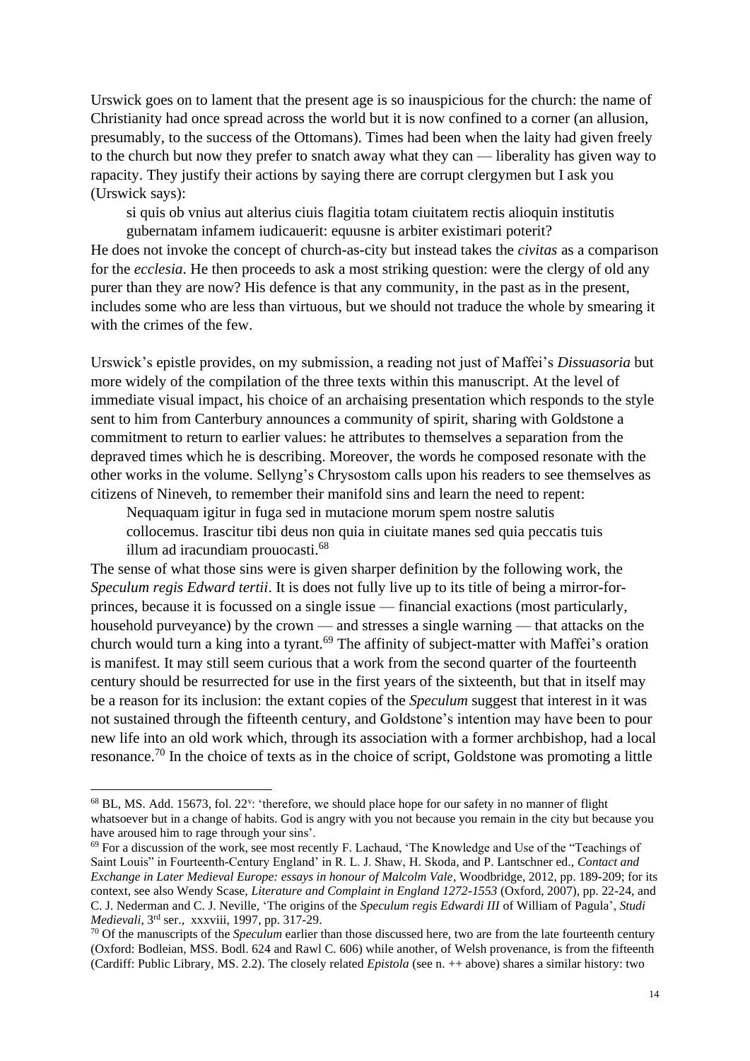Urswick goes on to lament that the present age is so inauspicious for the church: the name of Christianity had once spread across the world but it is now confined to a corner (an allusion, presumably, to the success of the Ottomans). Times had been when the laity had given freely to the church but now they prefer to snatch away what they can — liberality has given way to rapacity. They justify their actions by saying there are corrupt clergymen but I ask you (Urswick says):

> si quis ob vnius aut alterius ciuis flagitia totam ciuitatem rectis alioquin institutis gubernatam infamem iudicauerit: equusne is arbiter existimari poterit?

He does not invoke the concept of church-as-city but instead takes the *civitas* as a comparison for the *ecclesia*. He then proceeds to ask a most striking question: were the clergy of old any purer than they are now? His defence is that any community, in the past as in the present, includes some who are less than virtuous, but we should not traduce the whole by smearing it with the crimes of the few.

Urswick's epistle provides, on my submission, a reading not just of Maffei's *Dissuasoria* but more widely of the compilation of the three texts within this manuscript. At the level of immediate visual impact, his choice of an archaising presentation which responds to the style sent to him from Canterbury announces a community of spirit, sharing with Goldstone a commitment to return to earlier values: he attributes to themselves a separation from the depraved times which he is describing. Moreover, the words he composed resonate with the other works in the volume. Sellyng's Chrysostom calls upon his readers to see themselves as citizens of Nineveh, to remember their manifold sins and learn the need to repent:

> Nequaquam igitur in fuga sed in mutacione morum spem nostre salutis collocemus. Irascitur tibi deus non quia in ciuitate manes sed quia peccatis tuis illum ad iracundiam prouocasti.[68]

The sense of what those sins were is given sharper definition by the following work, the *Speculum regis Edward tertii*. It is does not fully live up to its title of being a mirror-for-princes, because it is focussed on a single issue — financial exactions (most particularly, household purveyance) by the crown — and stresses a single warning — that attacks on the church would turn a king into a tyrant.[69] The affinity of subject-matter with Maffei's oration is manifest. It may still seem curious that a work from the second quarter of the fourteenth century should be resurrected for use in the first years of the sixteenth, but that in itself may be a reason for its inclusion: the extant copies of the *Speculum* suggest that interest in it was not sustained through the fifteenth century, and Goldstone's intention may have been to pour new life into an old work which, through its association with a former archbishop, had a local resonance.[70] In the choice of texts as in the choice of script, Goldstone was promoting a little

---

[68] BL, MS. Add. 15673, fol. 22v: 'therefore, we should place hope for our safety in no manner of flight whatsoever but in a change of habits. God is angry with you not because you remain in the city but because you have aroused him to rage through your sins'.

[69] For a discussion of the work, see most recently F. Lachaud, 'The Knowledge and Use of the "Teachings of Saint Louis" in Fourteenth-Century England' in R. L. J. Shaw, H. Skoda, and P. Lantschner ed., *Contact and Exchange in Later Medieval Europe: essays in honour of Malcolm Vale*, Woodbridge, 2012, pp. 189-209; for its context, see also Wendy Scase, *Literature and Complaint in England 1272-1553* (Oxford, 2007), pp. 22-24, and C. J. Nederman and C. J. Neville, 'The origins of the *Speculum regis Edwardi III* of William of Pagula', *Studi Medievali*, 3rd ser., xxxviii, 1997, pp. 317-29.

[70] Of the manuscripts of the *Speculum* earlier than those discussed here, two are from the late fourteenth century (Oxford: Bodleian, MSS. Bodl. 624 and Rawl C. 606) while another, of Welsh provenance, is from the fifteenth (Cardiff: Public Library, MS. 2.2). The closely related *Epistola* (see n. ++ above) shares a similar history: two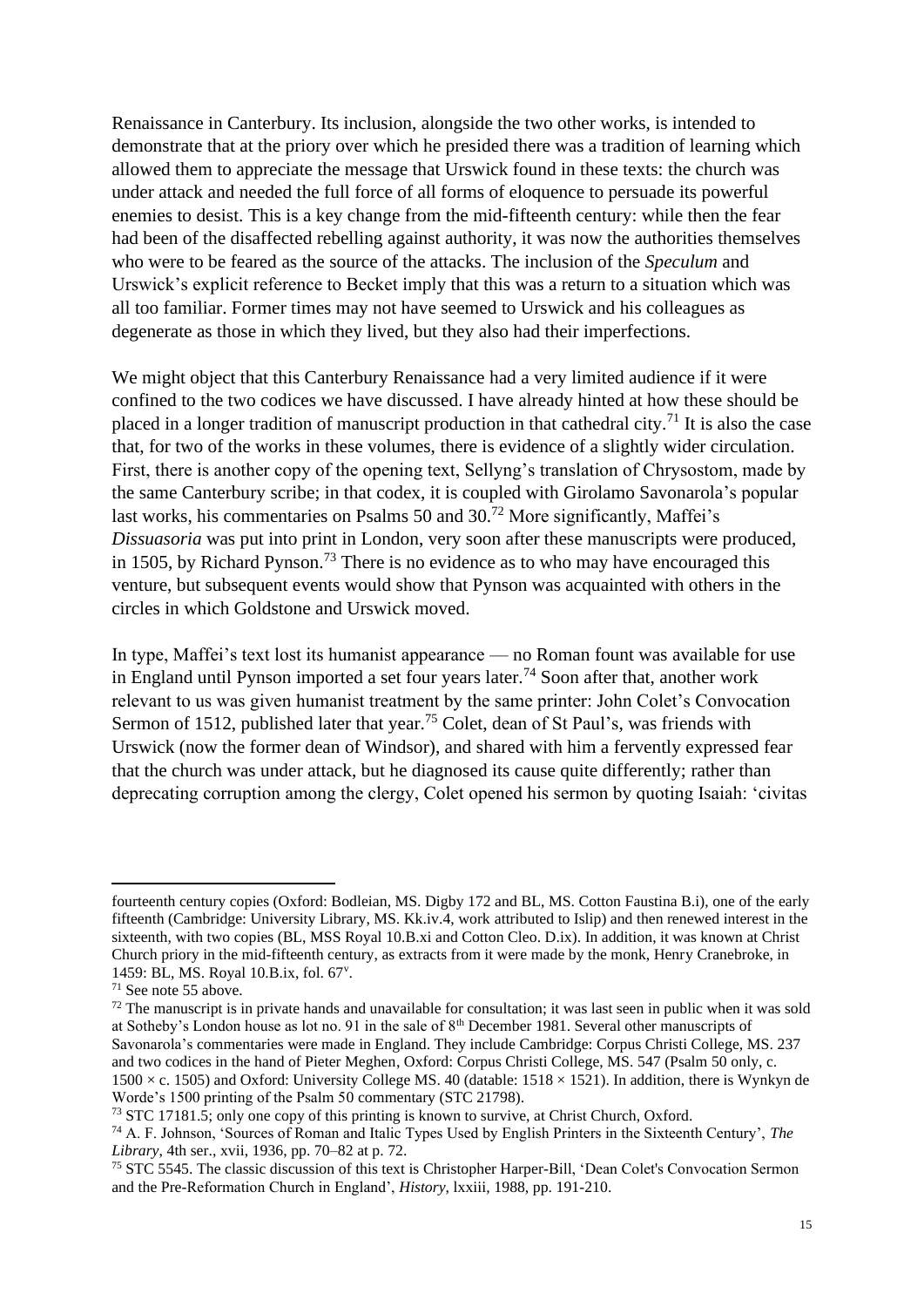Renaissance in Canterbury. Its inclusion, alongside the two other works, is intended to demonstrate that at the priory over which he presided there was a tradition of learning which allowed them to appreciate the message that Urswick found in these texts: the church was under attack and needed the full force of all forms of eloquence to persuade its powerful enemies to desist. This is a key change from the mid-fifteenth century: while then the fear had been of the disaffected rebelling against authority, it was now the authorities themselves who were to be feared as the source of the attacks. The inclusion of the *Speculum* and Urswick's explicit reference to Becket imply that this was a return to a situation which was all too familiar. Former times may not have seemed to Urswick and his colleagues as degenerate as those in which they lived, but they also had their imperfections.

We might object that this Canterbury Renaissance had a very limited audience if it were confined to the two codices we have discussed. I have already hinted at how these should be placed in a longer tradition of manuscript production in that cathedral city.[71] It is also the case that, for two of the works in these volumes, there is evidence of a slightly wider circulation. First, there is another copy of the opening text, Sellyng's translation of Chrysostom, made by the same Canterbury scribe; in that codex, it is coupled with Girolamo Savonarola's popular last works, his commentaries on Psalms 50 and 30.[72] More significantly, Maffei's *Dissuasoria* was put into print in London, very soon after these manuscripts were produced, in 1505, by Richard Pynson.[73] There is no evidence as to who may have encouraged this venture, but subsequent events would show that Pynson was acquainted with others in the circles in which Goldstone and Urswick moved.

In type, Maffei's text lost its humanist appearance — no Roman fount was available for use in England until Pynson imported a set four years later.[74] Soon after that, another work relevant to us was given humanist treatment by the same printer: John Colet's Convocation Sermon of 1512, published later that year.[75] Colet, dean of St Paul's, was friends with Urswick (now the former dean of Windsor), and shared with him a fervently expressed fear that the church was under attack, but he diagnosed its cause quite differently; rather than deprecating corruption among the clergy, Colet opened his sermon by quoting Isaiah: 'civitas

---

fourteenth century copies (Oxford: Bodleian, MS. Digby 172 and BL, MS. Cotton Faustina B.i), one of the early fifteenth (Cambridge: University Library, MS. Kk.iv.4, work attributed to Islip) and then renewed interest in the sixteenth, with two copies (BL, MSS Royal 10.B.xi and Cotton Cleo. D.ix). In addition, it was known at Christ Church priory in the mid-fifteenth century, as extracts from it were made by the monk, Henry Cranebroke, in 1459: BL, MS. Royal 10.B.ix, fol. 67[v].

[71] See note 55 above.

[72] The manuscript is in private hands and unavailable for consultation; it was last seen in public when it was sold at Sotheby's London house as lot no. 91 in the sale of 8[th] December 1981. Several other manuscripts of Savonarola's commentaries were made in England. They include Cambridge: Corpus Christi College, MS. 237 and two codices in the hand of Pieter Meghen, Oxford: Corpus Christi College, MS. 547 (Psalm 50 only, c. 1500 × c. 1505) and Oxford: University College MS. 40 (datable: 1518 × 1521). In addition, there is Wynkyn de Worde's 1500 printing of the Psalm 50 commentary (STC 21798).

[73] STC 17181.5; only one copy of this printing is known to survive, at Christ Church, Oxford.

[74] A. F. Johnson, 'Sources of Roman and Italic Types Used by English Printers in the Sixteenth Century', *The Library*, 4th ser., xvii, 1936, pp. 70–82 at p. 72.

[75] STC 5545. The classic discussion of this text is Christopher Harper-Bill, 'Dean Colet's Convocation Sermon and the Pre-Reformation Church in England', *History*, lxxiii, 1988, pp. 191-210.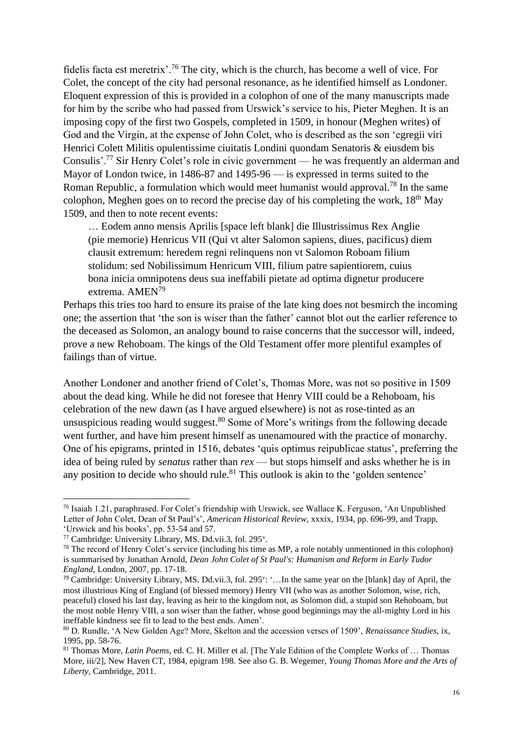fidelis facta est meretrix'.[76] The city, which is the church, has become a well of vice. For Colet, the concept of the city had personal resonance, as he identified himself as Londoner. Eloquent expression of this is provided in a colophon of one of the many manuscripts made for him by the scribe who had passed from Urswick's service to his, Pieter Meghen. It is an imposing copy of the first two Gospels, completed in 1509, in honour (Meghen writes) of God and the Virgin, at the expense of John Colet, who is described as the son 'egregii viri Henrici Colett Militis opulentissime ciuitatis Londini quondam Senatoris & eiusdem bis Consulis'.[77] Sir Henry Colet's role in civic government — he was frequently an alderman and Mayor of London twice, in 1486-87 and 1495-96 — is expressed in terms suited to the Roman Republic, a formulation which would meet humanist would approval.[78] In the same colophon, Meghen goes on to record the precise day of his completing the work, 18th May 1509, and then to note recent events:

> … Eodem anno mensis Aprilis [space left blank] die Illustrissimus Rex Anglie (pie memorie) Henricus VII (Qui vt alter Salomon sapiens, diues, pacificus) diem clausit extremum: heredem regni relinquens non vt Salomon Roboam filium stolidum: sed Nobilissimum Henricum VIII, filium patre sapientiorem, cuius bona inicia omnipotens deus sua ineffabili pietate ad optima dignetur producere extrema. AMEN[79]

Perhaps this tries too hard to ensure its praise of the late king does not besmirch the incoming one; the assertion that 'the son is wiser than the father' cannot blot out the earlier reference to the deceased as Solomon, an analogy bound to raise concerns that the successor will, indeed, prove a new Rehoboam. The kings of the Old Testament offer more plentiful examples of failings than of virtue.

Another Londoner and another friend of Colet's, Thomas More, was not so positive in 1509 about the dead king. While he did not foresee that Henry VIII could be a Rehoboam, his celebration of the new dawn (as I have argued elsewhere) is not as rose-tinted as an unsuspicious reading would suggest.[80] Some of More's writings from the following decade went further, and have him present himself as unenamoured with the practice of monarchy. One of his epigrams, printed in 1516, debates 'quis optimus reipublicae status', preferring the idea of being ruled by *senatus* rather than *rex* — but stops himself and asks whether he is in any position to decide who should rule.[81] This outlook is akin to the 'golden sentence'

---

[76] Isaiah 1.21, paraphrased. For Colet's friendship with Urswick, see Wallace K. Ferguson, 'An Unpublished Letter of John Colet, Dean of St Paul's', *American Historical Review*, xxxix, 1934, pp. 696-99, and Trapp, 'Urswick and his books', pp. 53-54 and 57.

[77] Cambridge: University Library, MS. Dd.vii.3, fol. 295v.

[78] The record of Henry Colet's service (including his time as MP, a role notably unmentioned in this colophon) is summarised by Jonathan Arnold, *Dean John Colet of St Paul's: Humanism and Reform in Early Tudor England*, London, 2007, pp. 17-18.

[79] Cambridge: University Library, MS. Dd.vii.3, fol. 295v: '…In the same year on the [blank] day of April, the most illustrious King of England (of blessed memory) Henry VII (who was as another Solomon, wise, rich, peaceful) closed his last day, leaving as heir to the kingdom not, as Solomon did, a stupid son Rehoboam, but the most noble Henry VIII, a son wiser than the father, whose good beginnings may the all-mighty Lord in his ineffable kindness see fit to lead to the best ends. Amen'.

[80] D. Rundle, 'A New Golden Age? More, Skelton and the accession verses of 1509', *Renaissance Studies*, ix, 1995, pp. 58-76.

[81] Thomas More, *Latin Poems*, ed. C. H. Miller et al. [The Yale Edition of the Complete Works of … Thomas More, iii/2], New Haven CT, 1984, epigram 198. See also G. B. Wegemer, *Young Thomas More and the Arts of Liberty*, Cambridge, 2011.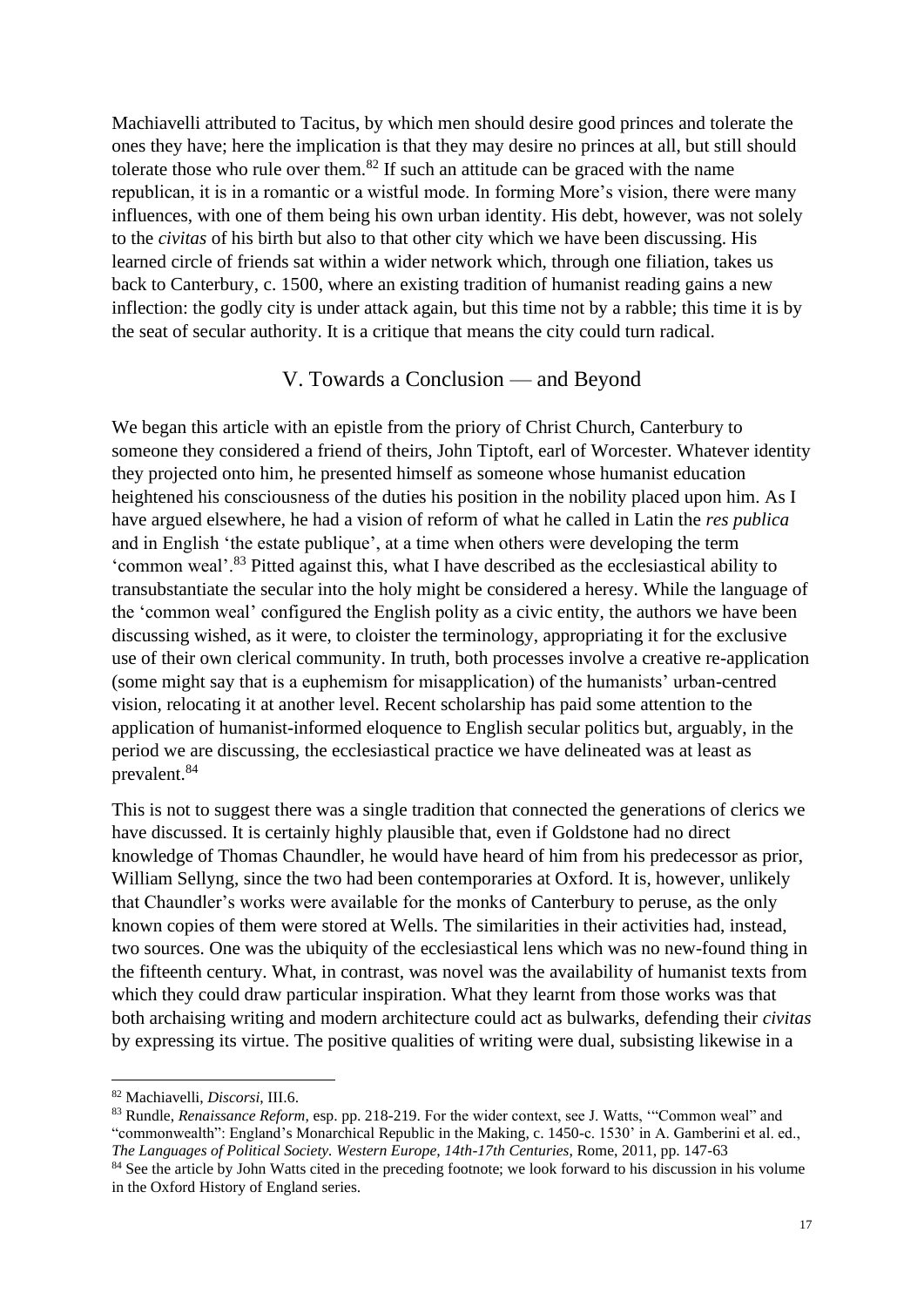Machiavelli attributed to Tacitus, by which men should desire good princes and tolerate the ones they have; here the implication is that they may desire no princes at all, but still should tolerate those who rule over them.[82] If such an attitude can be graced with the name republican, it is in a romantic or a wistful mode. In forming More's vision, there were many influences, with one of them being his own urban identity. His debt, however, was not solely to the *civitas* of his birth but also to that other city which we have been discussing. His learned circle of friends sat within a wider network which, through one filiation, takes us back to Canterbury, c. 1500, where an existing tradition of humanist reading gains a new inflection: the godly city is under attack again, but this time not by a rabble; this time it is by the seat of secular authority. It is a critique that means the city could turn radical.

## V. Towards a Conclusion — and Beyond

We began this article with an epistle from the priory of Christ Church, Canterbury to someone they considered a friend of theirs, John Tiptoft, earl of Worcester. Whatever identity they projected onto him, he presented himself as someone whose humanist education heightened his consciousness of the duties his position in the nobility placed upon him. As I have argued elsewhere, he had a vision of reform of what he called in Latin the *res publica* and in English 'the estate publique', at a time when others were developing the term 'common weal'.[83] Pitted against this, what I have described as the ecclesiastical ability to transubstantiate the secular into the holy might be considered a heresy. While the language of the 'common weal' configured the English polity as a civic entity, the authors we have been discussing wished, as it were, to cloister the terminology, appropriating it for the exclusive use of their own clerical community. In truth, both processes involve a creative re-application (some might say that is a euphemism for misapplication) of the humanists' urban-centred vision, relocating it at another level. Recent scholarship has paid some attention to the application of humanist-informed eloquence to English secular politics but, arguably, in the period we are discussing, the ecclesiastical practice we have delineated was at least as prevalent.[84]

This is not to suggest there was a single tradition that connected the generations of clerics we have discussed. It is certainly highly plausible that, even if Goldstone had no direct knowledge of Thomas Chaundler, he would have heard of him from his predecessor as prior, William Sellyng, since the two had been contemporaries at Oxford. It is, however, unlikely that Chaundler's works were available for the monks of Canterbury to peruse, as the only known copies of them were stored at Wells. The similarities in their activities had, instead, two sources. One was the ubiquity of the ecclesiastical lens which was no new-found thing in the fifteenth century. What, in contrast, was novel was the availability of humanist texts from which they could draw particular inspiration. What they learnt from those works was that both archaising writing and modern architecture could act as bulwarks, defending their *civitas* by expressing its virtue. The positive qualities of writing were dual, subsisting likewise in a

---

[82] Machiavelli, *Discorsi*, III.6.

[83] Rundle, *Renaissance Reform*, esp. pp. 218-219. For the wider context, see J. Watts, '"Common weal" and "commonwealth": England's Monarchical Republic in the Making, c. 1450-c. 1530' in A. Gamberini et al. ed., *The Languages of Political Society. Western Europe, 14th-17th Centuries*, Rome, 2011, pp. 147-63

[84] See the article by John Watts cited in the preceding footnote; we look forward to his discussion in his volume in the Oxford History of England series.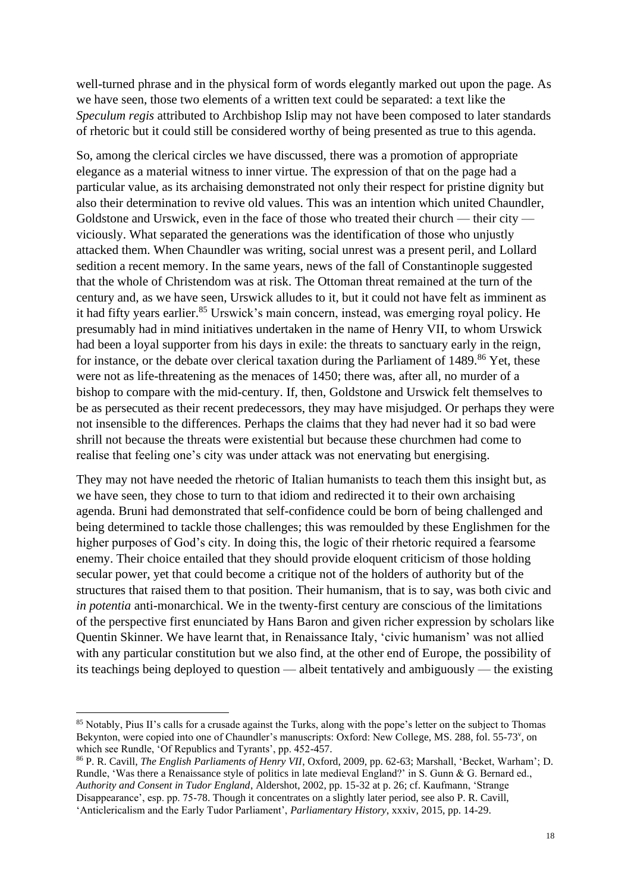well-turned phrase and in the physical form of words elegantly marked out upon the page. As we have seen, those two elements of a written text could be separated: a text like the *Speculum regis* attributed to Archbishop Islip may not have been composed to later standards of rhetoric but it could still be considered worthy of being presented as true to this agenda.

So, among the clerical circles we have discussed, there was a promotion of appropriate elegance as a material witness to inner virtue. The expression of that on the page had a particular value, as its archaising demonstrated not only their respect for pristine dignity but also their determination to revive old values. This was an intention which united Chaundler, Goldstone and Urswick, even in the face of those who treated their church — their city — viciously. What separated the generations was the identification of those who unjustly attacked them. When Chaundler was writing, social unrest was a present peril, and Lollard sedition a recent memory. In the same years, news of the fall of Constantinople suggested that the whole of Christendom was at risk. The Ottoman threat remained at the turn of the century and, as we have seen, Urswick alludes to it, but it could not have felt as imminent as it had fifty years earlier.[85] Urswick's main concern, instead, was emerging royal policy. He presumably had in mind initiatives undertaken in the name of Henry VII, to whom Urswick had been a loyal supporter from his days in exile: the threats to sanctuary early in the reign, for instance, or the debate over clerical taxation during the Parliament of 1489.[86] Yet, these were not as life-threatening as the menaces of 1450; there was, after all, no murder of a bishop to compare with the mid-century. If, then, Goldstone and Urswick felt themselves to be as persecuted as their recent predecessors, they may have misjudged. Or perhaps they were not insensible to the differences. Perhaps the claims that they had never had it so bad were shrill not because the threats were existential but because these churchmen had come to realise that feeling one's city was under attack was not enervating but energising.

They may not have needed the rhetoric of Italian humanists to teach them this insight but, as we have seen, they chose to turn to that idiom and redirected it to their own archaising agenda. Bruni had demonstrated that self-confidence could be born of being challenged and being determined to tackle those challenges; this was remoulded by these Englishmen for the higher purposes of God's city. In doing this, the logic of their rhetoric required a fearsome enemy. Their choice entailed that they should provide eloquent criticism of those holding secular power, yet that could become a critique not of the holders of authority but of the structures that raised them to that position. Their humanism, that is to say, was both civic and *in potentia* anti-monarchical. We in the twenty-first century are conscious of the limitations of the perspective first enunciated by Hans Baron and given richer expression by scholars like Quentin Skinner. We have learnt that, in Renaissance Italy, 'civic humanism' was not allied with any particular constitution but we also find, at the other end of Europe, the possibility of its teachings being deployed to question — albeit tentatively and ambiguously — the existing

---

[85] Notably, Pius II's calls for a crusade against the Turks, along with the pope's letter on the subject to Thomas Bekynton, were copied into one of Chaundler's manuscripts: Oxford: New College, MS. 288, fol. 55-73v, on which see Rundle, 'Of Republics and Tyrants', pp. 452-457.

[86] P. R. Cavill, *The English Parliaments of Henry VII*, Oxford, 2009, pp. 62-63; Marshall, 'Becket, Warham'; D. Rundle, 'Was there a Renaissance style of politics in late medieval England?' in S. Gunn & G. Bernard ed., *Authority and Consent in Tudor England*, Aldershot, 2002, pp. 15-32 at p. 26; cf. Kaufmann, 'Strange Disappearance', esp. pp. 75-78. Though it concentrates on a slightly later period, see also P. R. Cavill, 'Anticlericalism and the Early Tudor Parliament', *Parliamentary History*, xxxiv, 2015, pp. 14-29.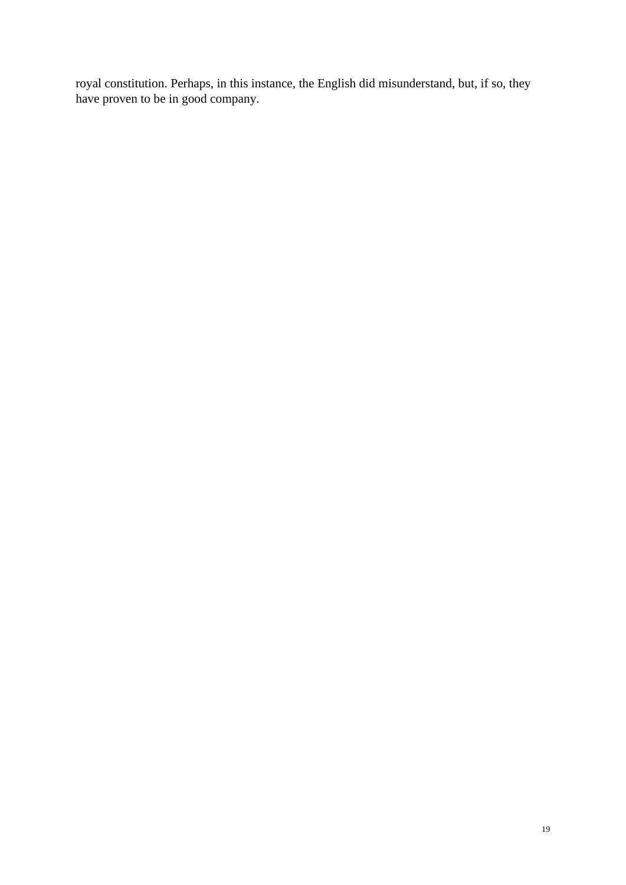royal constitution. Perhaps, in this instance, the English did misunderstand, but, if so, they have proven to be in good company.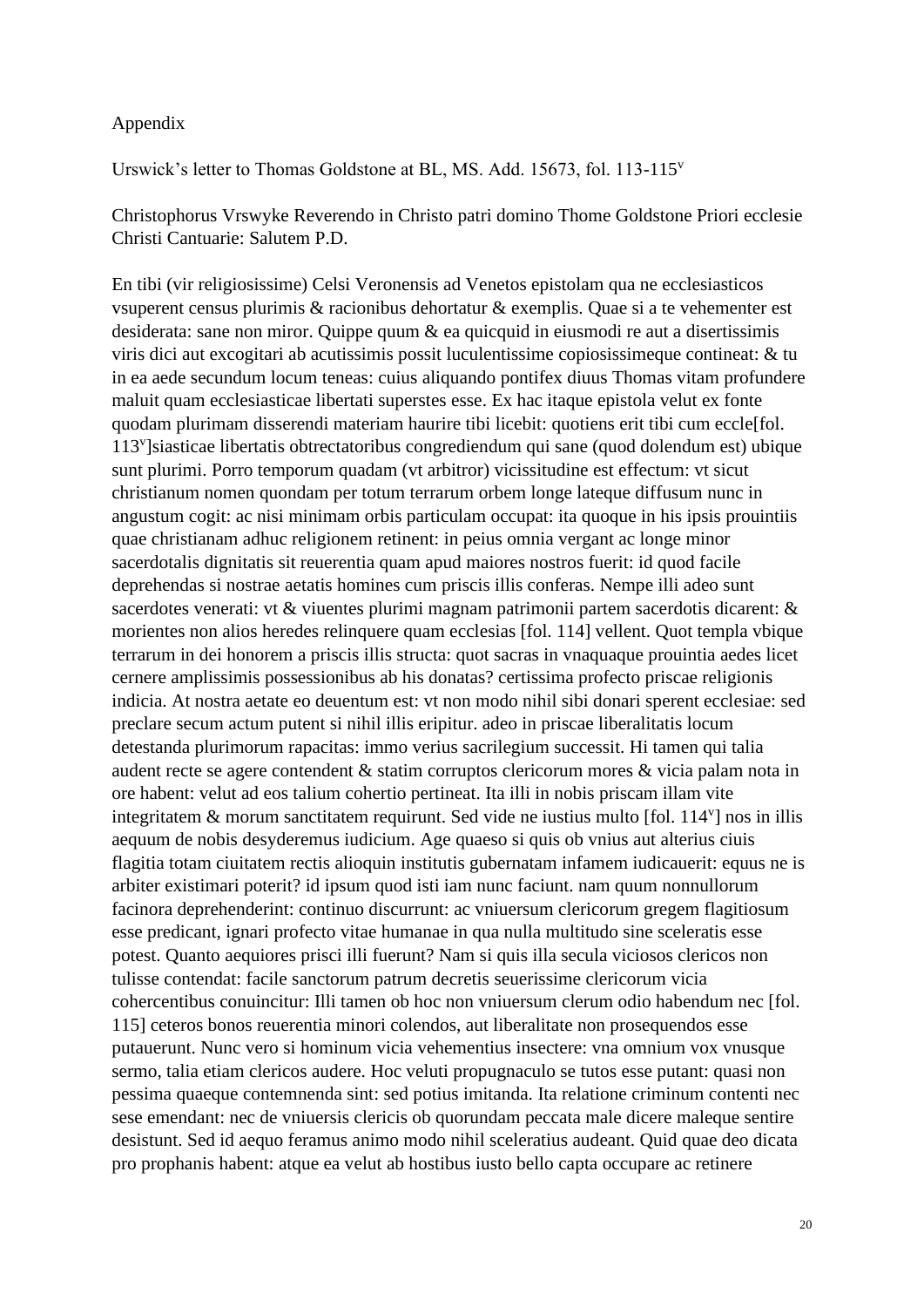Appendix

Urswick's letter to Thomas Goldstone at BL, MS. Add. 15673, fol. 113-115[v]

Christophorus Vrswyke Reverendo in Christo patri domino Thome Goldstone Priori ecclesie Christi Cantuarie: Salutem P.D.

En tibi (vir religiosissime) Celsi Veronensis ad Venetos epistolam qua ne ecclesiasticos vsuperent census plurimis & racionibus dehortatur & exemplis. Quae si a te vehementer est desiderata: sane non miror. Quippe quum & ea quicquid in eiusmodi re aut a disertissimis viris dici aut excogitari ab acutissimis possit luculentissime copiosissimeque contineat: & tu in ea aede secundum locum teneas: cuius aliquando pontifex diuus Thomas vitam profundere maluit quam ecclesiasticae libertati superstes esse. Ex hac itaque epistola velut ex fonte quodam plurimam disserendi materiam haurire tibi licebit: quotiens erit tibi cum eccle[fol. 113[v]]siasticae libertatis obtrectatoribus congrediendum qui sane (quod dolendum est) ubique sunt plurimi. Porro temporum quadam (vt arbitror) vicissitudine est effectum: vt sicut christianum nomen quondam per totum terrarum orbem longe lateque diffusum nunc in angustum cogit: ac nisi minimam orbis particulam occupat: ita quoque in his ipsis prouintiis quae christianam adhuc religionem retinent: in peius omnia vergant ac longe minor sacerdotalis dignitatis sit reuerentia quam apud maiores nostros fuerit: id quod facile deprehendas si nostrae aetatis homines cum priscis illis conferas. Nempe illi adeo sunt sacerdotes venerati: vt & viuentes plurimi magnam patrimonii partem sacerdotis dicarent: & morientes non alios heredes relinquere quam ecclesias [fol. 114] vellent. Quot templa vbique terrarum in dei honorem a priscis illis structa: quot sacras in vnaquaque prouintia aedes licet cernere amplissimis possessionibus ab his donatas? certissima profecto priscae religionis indicia. At nostra aetate eo deuentum est: vt non modo nihil sibi donari sperent ecclesiae: sed preclare secum actum putent si nihil illis eripitur. adeo in priscae liberalitatis locum detestanda plurimorum rapacitas: immo verius sacrilegium successit. Hi tamen qui talia audent recte se agere contendent & statim corruptos clericorum mores & vicia palam nota in ore habent: velut ad eos talium cohertio pertineat. Ita illi in nobis priscam illam vite integritatem & morum sanctitatem requirunt. Sed vide ne iustius multo [fol. 114[v]] nos in illis aequum de nobis desyderemus iudicium. Age quaeso si quis ob vnius aut alterius ciuis flagitia totam ciuitatem rectis alioquin institutis gubernatam infamem iudicauerit: equus ne is arbiter existimari poterit? id ipsum quod isti iam nunc faciunt. nam quum nonnullorum facinora deprehenderint: continuo discurrunt: ac vniuersum clericorum gregem flagitiosum esse predicant, ignari profecto vitae humanae in qua nulla multitudo sine sceleratis esse potest. Quanto aequiores prisci illi fuerunt? Nam si quis illa secula viciosos clericos non tulisse contendat: facile sanctorum patrum decretis seuerissime clericorum vicia cohercentibus conuincitur: Illi tamen ob hoc non vniuersum clerum odio habendum nec [fol. 115] ceteros bonos reuerentia minori colendos, aut liberalitate non prosequendos esse putauerunt. Nunc vero si hominum vicia vehementius insectere: vna omnium vox vnusque sermo, talia etiam clericos audere. Hoc veluti propugnaculo se tutos esse putant: quasi non pessima quaeque contemnenda sint: sed potius imitanda. Ita relatione criminum contenti nec sese emendant: nec de vniuersis clericis ob quorundam peccata male dicere maleque sentire desistunt. Sed id aequo feramus animo modo nihil sceleratius audeant. Quid quae deo dicata pro prophanis habent: atque ea velut ab hostibus iusto bello capta occupare ac retinere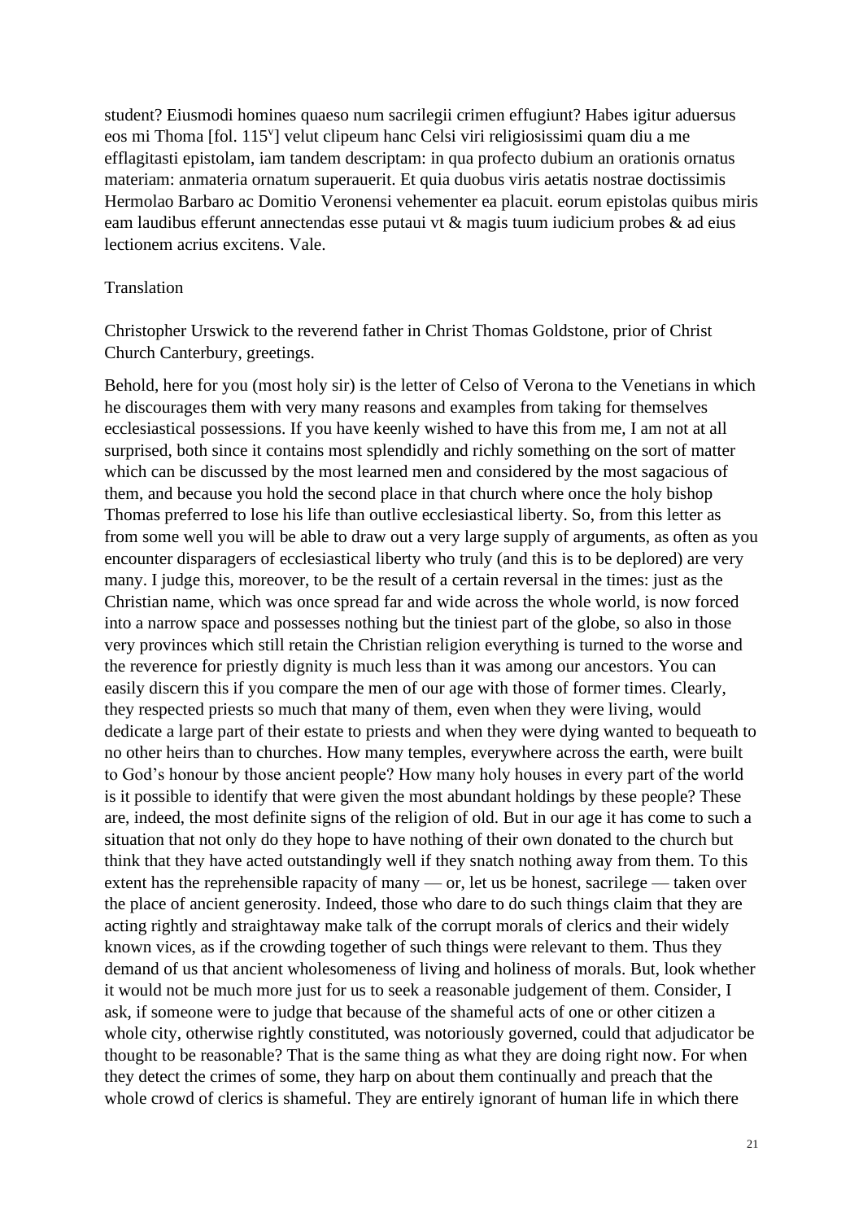student? Eiusmodi homines quaeso num sacrilegii crimen effugiunt? Habes igitur aduersus eos mi Thoma [fol. 115v] velut clipeum hanc Celsi viri religiosissimi quam diu a me efflagitasti epistolam, iam tandem descriptam: in qua profecto dubium an orationis ornatus materiam: anmateria ornatum superauerit. Et quia duobus viris aetatis nostrae doctissimis Hermolao Barbaro ac Domitio Veronensi vehementer ea placuit. eorum epistolas quibus miris eam laudibus efferunt annectendas esse putaui vt & magis tuum iudicium probes & ad eius lectionem acrius excitens. Vale.

Translation

Christopher Urswick to the reverend father in Christ Thomas Goldstone, prior of Christ Church Canterbury, greetings.

Behold, here for you (most holy sir) is the letter of Celso of Verona to the Venetians in which he discourages them with very many reasons and examples from taking for themselves ecclesiastical possessions. If you have keenly wished to have this from me, I am not at all surprised, both since it contains most splendidly and richly something on the sort of matter which can be discussed by the most learned men and considered by the most sagacious of them, and because you hold the second place in that church where once the holy bishop Thomas preferred to lose his life than outlive ecclesiastical liberty. So, from this letter as from some well you will be able to draw out a very large supply of arguments, as often as you encounter disparagers of ecclesiastical liberty who truly (and this is to be deplored) are very many. I judge this, moreover, to be the result of a certain reversal in the times: just as the Christian name, which was once spread far and wide across the whole world, is now forced into a narrow space and possesses nothing but the tiniest part of the globe, so also in those very provinces which still retain the Christian religion everything is turned to the worse and the reverence for priestly dignity is much less than it was among our ancestors. You can easily discern this if you compare the men of our age with those of former times. Clearly, they respected priests so much that many of them, even when they were living, would dedicate a large part of their estate to priests and when they were dying wanted to bequeath to no other heirs than to churches. How many temples, everywhere across the earth, were built to God's honour by those ancient people? How many holy houses in every part of the world is it possible to identify that were given the most abundant holdings by these people? These are, indeed, the most definite signs of the religion of old. But in our age it has come to such a situation that not only do they hope to have nothing of their own donated to the church but think that they have acted outstandingly well if they snatch nothing away from them. To this extent has the reprehensible rapacity of many — or, let us be honest, sacrilege — taken over the place of ancient generosity. Indeed, those who dare to do such things claim that they are acting rightly and straightaway make talk of the corrupt morals of clerics and their widely known vices, as if the crowding together of such things were relevant to them. Thus they demand of us that ancient wholesomeness of living and holiness of morals. But, look whether it would not be much more just for us to seek a reasonable judgement of them. Consider, I ask, if someone were to judge that because of the shameful acts of one or other citizen a whole city, otherwise rightly constituted, was notoriously governed, could that adjudicator be thought to be reasonable? That is the same thing as what they are doing right now. For when they detect the crimes of some, they harp on about them continually and preach that the whole crowd of clerics is shameful. They are entirely ignorant of human life in which there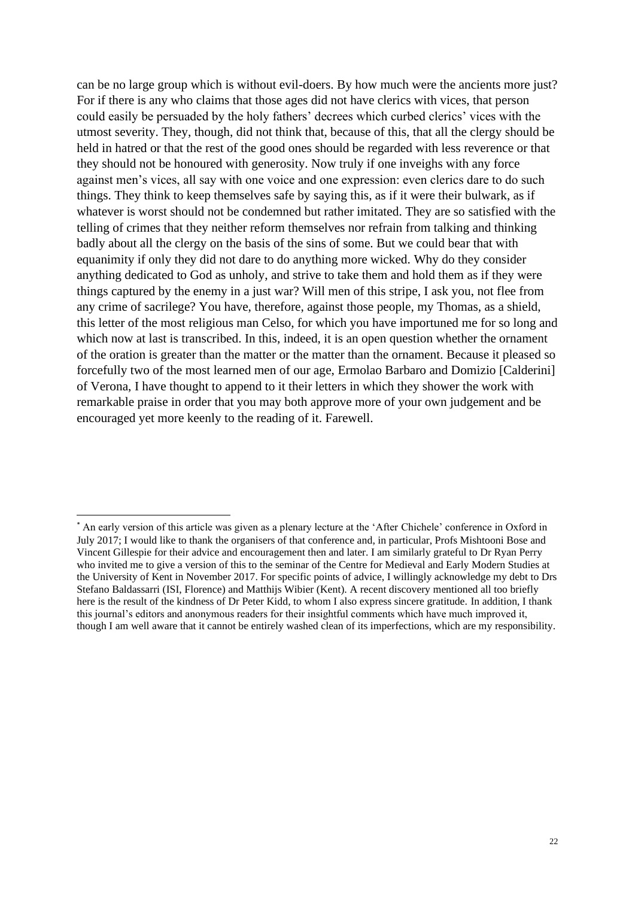can be no large group which is without evil-doers. By how much were the ancients more just? For if there is any who claims that those ages did not have clerics with vices, that person could easily be persuaded by the holy fathers' decrees which curbed clerics' vices with the utmost severity. They, though, did not think that, because of this, that all the clergy should be held in hatred or that the rest of the good ones should be regarded with less reverence or that they should not be honoured with generosity. Now truly if one inveighs with any force against men's vices, all say with one voice and one expression: even clerics dare to do such things. They think to keep themselves safe by saying this, as if it were their bulwark, as if whatever is worst should not be condemned but rather imitated. They are so satisfied with the telling of crimes that they neither reform themselves nor refrain from talking and thinking badly about all the clergy on the basis of the sins of some. But we could bear that with equanimity if only they did not dare to do anything more wicked. Why do they consider anything dedicated to God as unholy, and strive to take them and hold them as if they were things captured by the enemy in a just war? Will men of this stripe, I ask you, not flee from any crime of sacrilege? You have, therefore, against those people, my Thomas, as a shield, this letter of the most religious man Celso, for which you have importuned me for so long and which now at last is transcribed. In this, indeed, it is an open question whether the ornament of the oration is greater than the matter or the matter than the ornament. Because it pleased so forcefully two of the most learned men of our age, Ermolao Barbaro and Domizio [Calderini] of Verona, I have thought to append to it their letters in which they shower the work with remarkable praise in order that you may both approve more of your own judgement and be encouraged yet more keenly to the reading of it. Farewell.

---

[*] An early version of this article was given as a plenary lecture at the 'After Chichele' conference in Oxford in July 2017; I would like to thank the organisers of that conference and, in particular, Profs Mishtooni Bose and Vincent Gillespie for their advice and encouragement then and later. I am similarly grateful to Dr Ryan Perry who invited me to give a version of this to the seminar of the Centre for Medieval and Early Modern Studies at the University of Kent in November 2017. For specific points of advice, I willingly acknowledge my debt to Drs Stefano Baldassarri (ISI, Florence) and Matthijs Wibier (Kent). A recent discovery mentioned all too briefly here is the result of the kindness of Dr Peter Kidd, to whom I also express sincere gratitude. In addition, I thank this journal's editors and anonymous readers for their insightful comments which have much improved it, though I am well aware that it cannot be entirely washed clean of its imperfections, which are my responsibility.